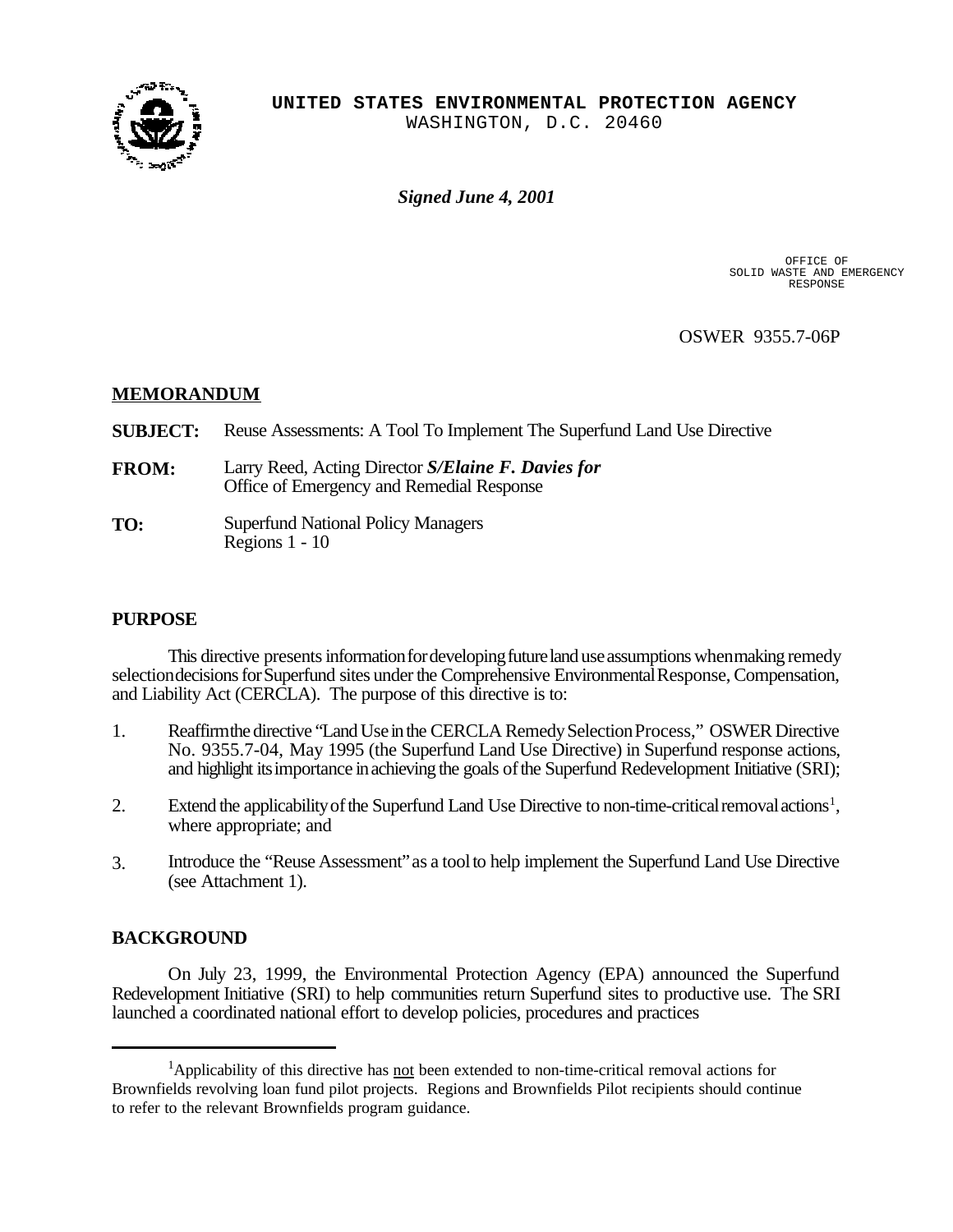**UNITED STATES ENVIRONMENTAL PROTECTION AGENCY**
WASHINGTON, D.C. 20460

***Signed June 4, 2001***

OFFICE OF
SOLID WASTE AND EMERGENCY
RESPONSE

OSWER 9355.7-06P

## MEMORANDUM

**SUBJECT:** Reuse Assessments: A Tool To Implement The Superfund Land Use Directive

**FROM:** Larry Reed, Acting Director ***S/Elaine F. Davies for***
Office of Emergency and Remedial Response

**TO:** Superfund National Policy Managers
Regions 1 - 10

## PURPOSE

This directive presents information for developing future land use assumptions when making remedy selection decisions for Superfund sites under the Comprehensive Environmental Response, Compensation, and Liability Act (CERCLA). The purpose of this directive is to:

1. Reaffirm the directive "Land Use in the CERCLA Remedy Selection Process," OSWER Directive No. 9355.7-04, May 1995 (the Superfund Land Use Directive) in Superfund response actions, and highlight its importance in achieving the goals of the Superfund Redevelopment Initiative (SRI);
2. Extend the applicability of the Superfund Land Use Directive to non-time-critical removal actions[1], where appropriate; and
3. Introduce the "Reuse Assessment" as a tool to help implement the Superfund Land Use Directive (see Attachment 1).

## BACKGROUND

On July 23, 1999, the Environmental Protection Agency (EPA) announced the Superfund Redevelopment Initiative (SRI) to help communities return Superfund sites to productive use. The SRI launched a coordinated national effort to develop policies, procedures and practices

---

[1] Applicability of this directive has not been extended to non-time-critical removal actions for Brownfields revolving loan fund pilot projects. Regions and Brownfields Pilot recipients should continue to refer to the relevant Brownfields program guidance.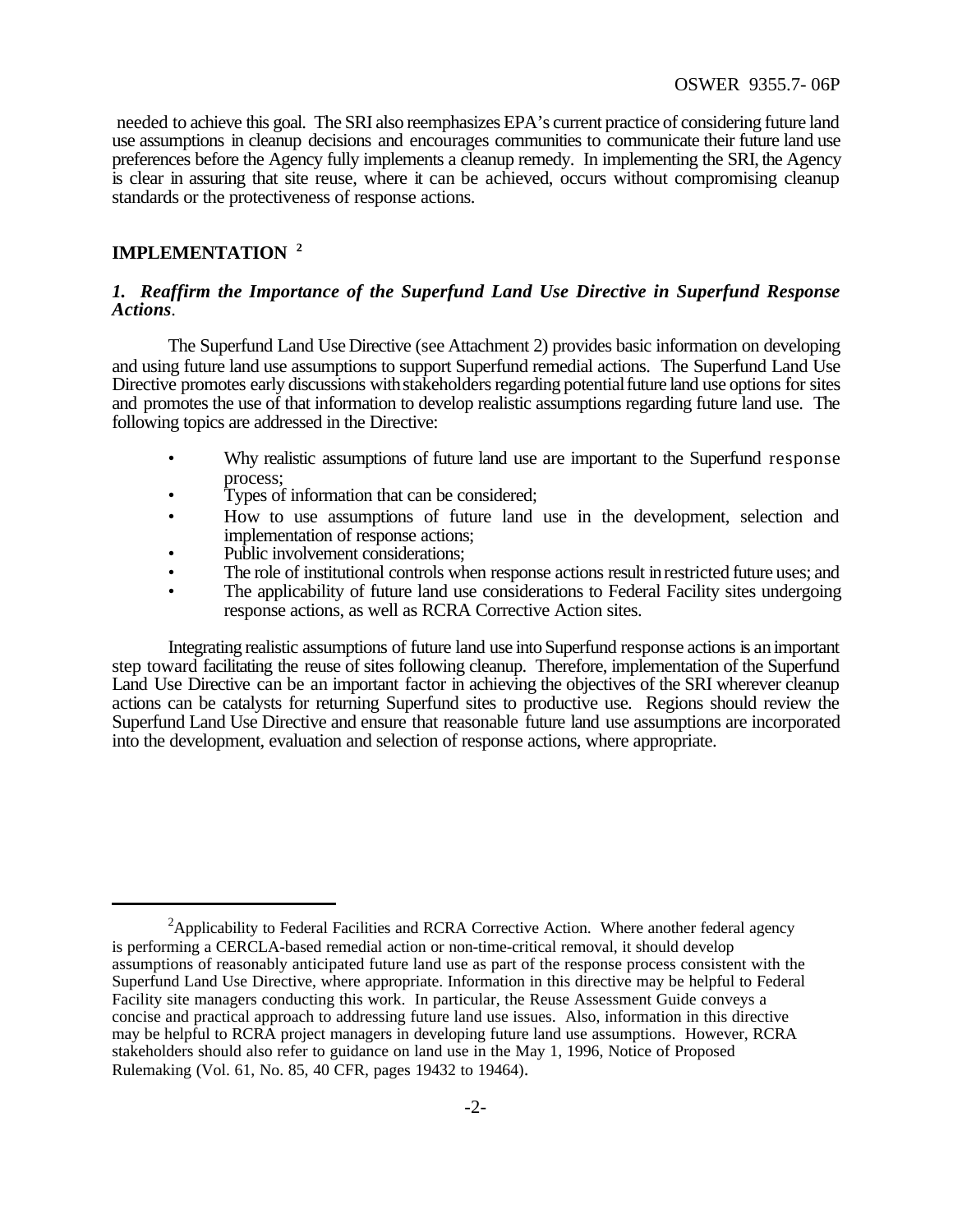needed to achieve this goal. The SRI also reemphasizes EPA's current practice of considering future land use assumptions in cleanup decisions and encourages communities to communicate their future land use preferences before the Agency fully implements a cleanup remedy. In implementing the SRI, the Agency is clear in assuring that site reuse, where it can be achieved, occurs without compromising cleanup standards or the protectiveness of response actions.

## IMPLEMENTATION [2]

### *1. Reaffirm the Importance of the Superfund Land Use Directive in Superfund Response Actions.*

The Superfund Land Use Directive (see Attachment 2) provides basic information on developing and using future land use assumptions to support Superfund remedial actions. The Superfund Land Use Directive promotes early discussions with stakeholders regarding potential future land use options for sites and promotes the use of that information to develop realistic assumptions regarding future land use. The following topics are addressed in the Directive:

- Why realistic assumptions of future land use are important to the Superfund response process;
- Types of information that can be considered;
- How to use assumptions of future land use in the development, selection and implementation of response actions;
- Public involvement considerations;
- The role of institutional controls when response actions result in restricted future uses; and
- The applicability of future land use considerations to Federal Facility sites undergoing response actions, as well as RCRA Corrective Action sites.

Integrating realistic assumptions of future land use into Superfund response actions is an important step toward facilitating the reuse of sites following cleanup. Therefore, implementation of the Superfund Land Use Directive can be an important factor in achieving the objectives of the SRI wherever cleanup actions can be catalysts for returning Superfund sites to productive use. Regions should review the Superfund Land Use Directive and ensure that reasonable future land use assumptions are incorporated into the development, evaluation and selection of response actions, where appropriate.

---

[2] Applicability to Federal Facilities and RCRA Corrective Action. Where another federal agency is performing a CERCLA-based remedial action or non-time-critical removal, it should develop assumptions of reasonably anticipated future land use as part of the response process consistent with the Superfund Land Use Directive, where appropriate. Information in this directive may be helpful to Federal Facility site managers conducting this work. In particular, the Reuse Assessment Guide conveys a concise and practical approach to addressing future land use issues. Also, information in this directive may be helpful to RCRA project managers in developing future land use assumptions. However, RCRA stakeholders should also refer to guidance on land use in the May 1, 1996, Notice of Proposed Rulemaking (Vol. 61, No. 85, 40 CFR, pages 19432 to 19464).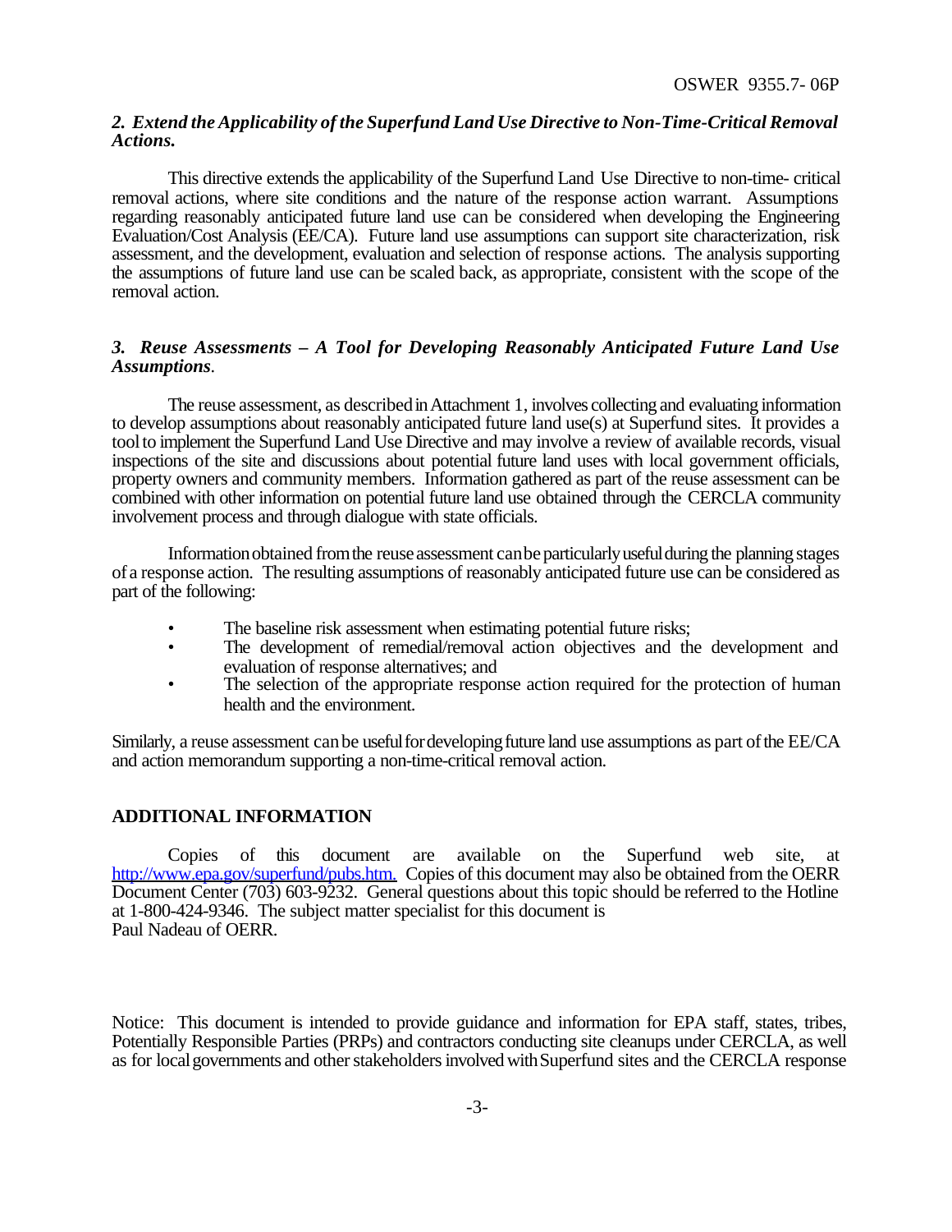### *2. Extend the Applicability of the Superfund Land Use Directive to Non-Time-Critical Removal Actions.*

This directive extends the applicability of the Superfund Land Use Directive to non-time- critical removal actions, where site conditions and the nature of the response action warrant. Assumptions regarding reasonably anticipated future land use can be considered when developing the Engineering Evaluation/Cost Analysis (EE/CA). Future land use assumptions can support site characterization, risk assessment, and the development, evaluation and selection of response actions. The analysis supporting the assumptions of future land use can be scaled back, as appropriate, consistent with the scope of the removal action.

### *3. Reuse Assessments – A Tool for Developing Reasonably Anticipated Future Land Use Assumptions*.

The reuse assessment, as described in Attachment 1, involves collecting and evaluating information to develop assumptions about reasonably anticipated future land use(s) at Superfund sites. It provides a tool to implement the Superfund Land Use Directive and may involve a review of available records, visual inspections of the site and discussions about potential future land uses with local government officials, property owners and community members. Information gathered as part of the reuse assessment can be combined with other information on potential future land use obtained through the CERCLA community involvement process and through dialogue with state officials.

Information obtained from the reuse assessment can be particularly useful during the planning stages of a response action. The resulting assumptions of reasonably anticipated future use can be considered as part of the following:

- The baseline risk assessment when estimating potential future risks;
- The development of remedial/removal action objectives and the development and evaluation of response alternatives; and
- The selection of the appropriate response action required for the protection of human health and the environment.

Similarly, a reuse assessment can be useful for developing future land use assumptions as part of the EE/CA and action memorandum supporting a non-time-critical removal action.

## ADDITIONAL INFORMATION

Copies of this document are available on the Superfund web site, at http://www.epa.gov/superfund/pubs.htm. Copies of this document may also be obtained from the OERR Document Center (703) 603-9232. General questions about this topic should be referred to the Hotline at 1-800-424-9346. The subject matter specialist for this document is Paul Nadeau of OERR.

Notice: This document is intended to provide guidance and information for EPA staff, states, tribes, Potentially Responsible Parties (PRPs) and contractors conducting site cleanups under CERCLA, as well as for local governments and other stakeholders involved with Superfund sites and the CERCLA response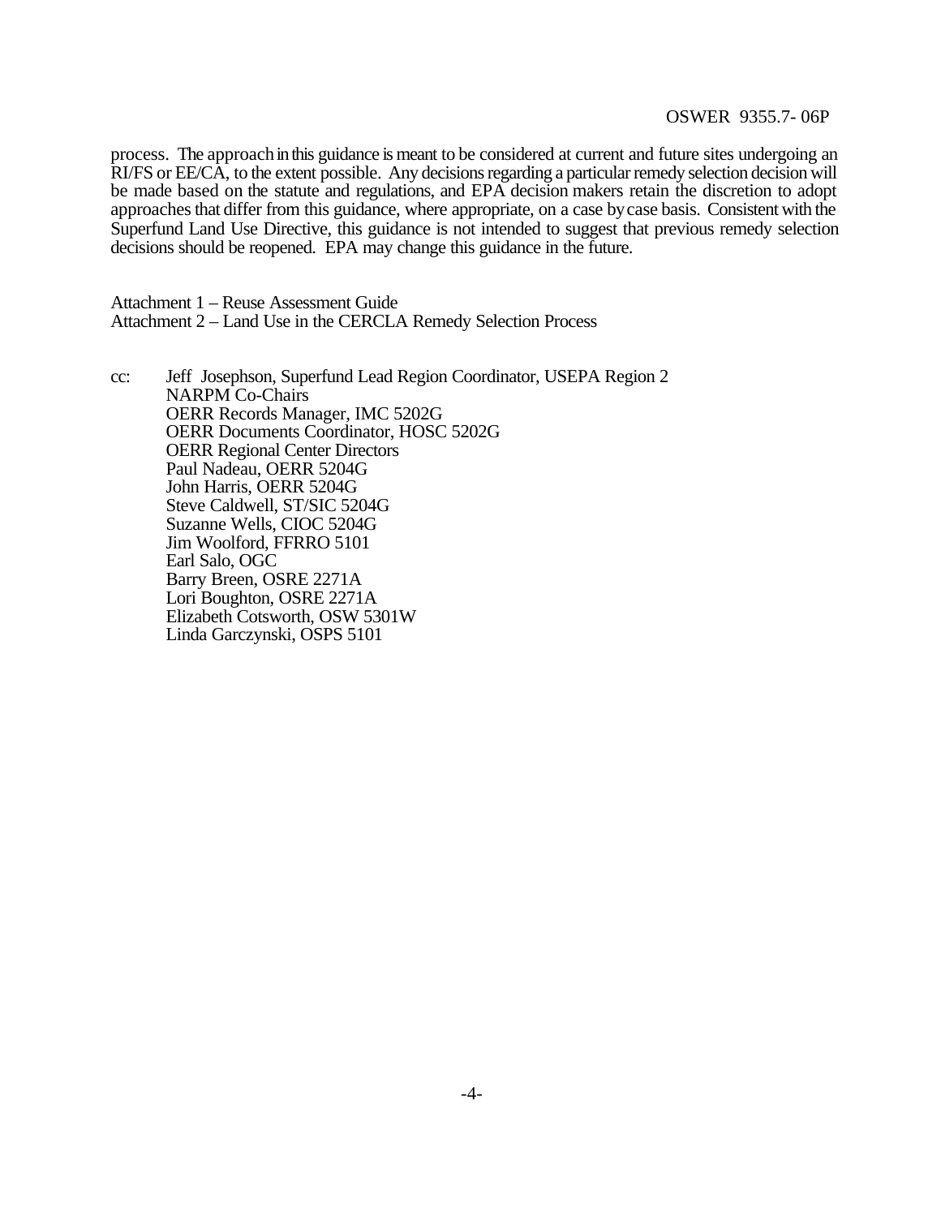process. The approach in this guidance is meant to be considered at current and future sites undergoing an RI/FS or EE/CA, to the extent possible. Any decisions regarding a particular remedy selection decision will be made based on the statute and regulations, and EPA decision makers retain the discretion to adopt approaches that differ from this guidance, where appropriate, on a case by case basis. Consistent with the Superfund Land Use Directive, this guidance is not intended to suggest that previous remedy selection decisions should be reopened. EPA may change this guidance in the future.

Attachment 1 – Reuse Assessment Guide
Attachment 2 – Land Use in the CERCLA Remedy Selection Process

cc: Jeff Josephson, Superfund Lead Region Coordinator, USEPA Region 2
NARPM Co-Chairs
OERR Records Manager, IMC 5202G
OERR Documents Coordinator, HOSC 5202G
OERR Regional Center Directors
Paul Nadeau, OERR 5204G
John Harris, OERR 5204G
Steve Caldwell, ST/SIC 5204G
Suzanne Wells, CIOC 5204G
Jim Woolford, FFRRO 5101
Earl Salo, OGC
Barry Breen, OSRE 2271A
Lori Boughton, OSRE 2271A
Elizabeth Cotsworth, OSW 5301W
Linda Garczynski, OSPS 5101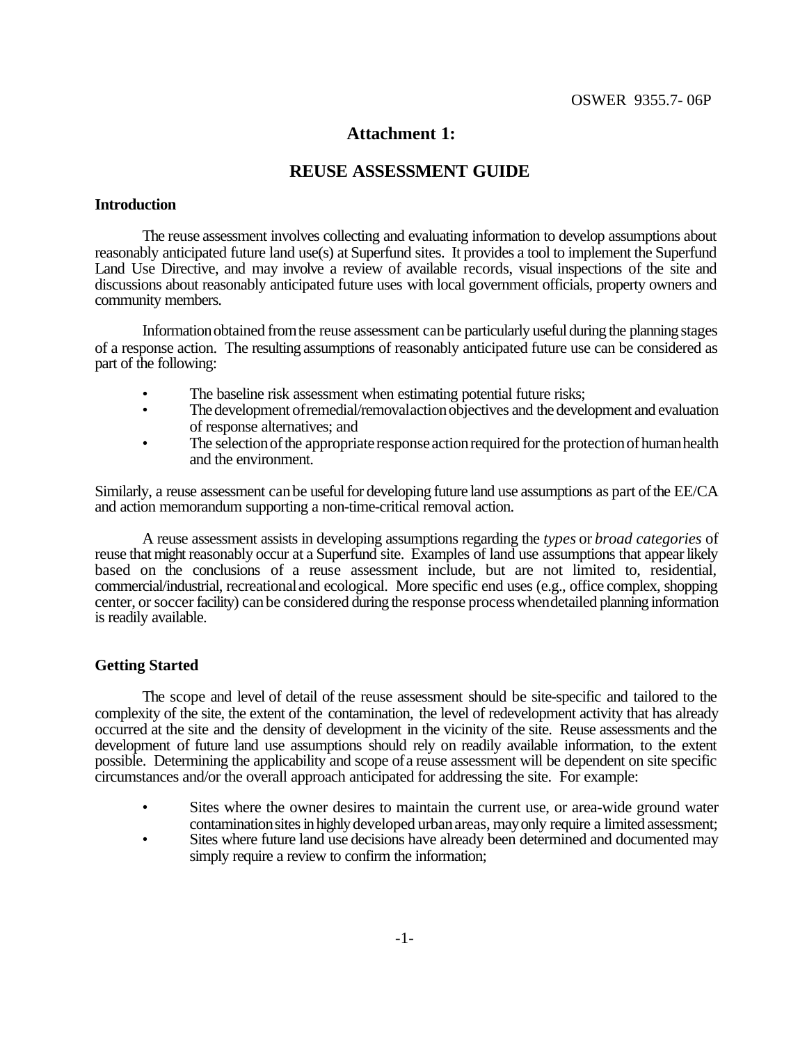OSWER 9355.7- 06P

# Attachment 1:

# REUSE ASSESSMENT GUIDE

### Introduction

The reuse assessment involves collecting and evaluating information to develop assumptions about reasonably anticipated future land use(s) at Superfund sites. It provides a tool to implement the Superfund Land Use Directive, and may involve a review of available records, visual inspections of the site and discussions about reasonably anticipated future uses with local government officials, property owners and community members.

Information obtained from the reuse assessment can be particularly useful during the planning stages of a response action. The resulting assumptions of reasonably anticipated future use can be considered as part of the following:

- The baseline risk assessment when estimating potential future risks;
- The development of remedial/removal action objectives and the development and evaluation of response alternatives; and
- The selection of the appropriate response action required for the protection of human health and the environment.

Similarly, a reuse assessment can be useful for developing future land use assumptions as part of the EE/CA and action memorandum supporting a non-time-critical removal action.

A reuse assessment assists in developing assumptions regarding the *types* or *broad categories* of reuse that might reasonably occur at a Superfund site. Examples of land use assumptions that appear likely based on the conclusions of a reuse assessment include, but are not limited to, residential, commercial/industrial, recreational and ecological. More specific end uses (e.g., office complex, shopping center, or soccer facility) can be considered during the response process when detailed planning information is readily available.

### Getting Started

The scope and level of detail of the reuse assessment should be site-specific and tailored to the complexity of the site, the extent of the contamination, the level of redevelopment activity that has already occurred at the site and the density of development in the vicinity of the site. Reuse assessments and the development of future land use assumptions should rely on readily available information, to the extent possible. Determining the applicability and scope of a reuse assessment will be dependent on site specific circumstances and/or the overall approach anticipated for addressing the site. For example:

- Sites where the owner desires to maintain the current use, or area-wide ground water contamination sites in highly developed urban areas, may only require a limited assessment;
- Sites where future land use decisions have already been determined and documented may simply require a review to confirm the information;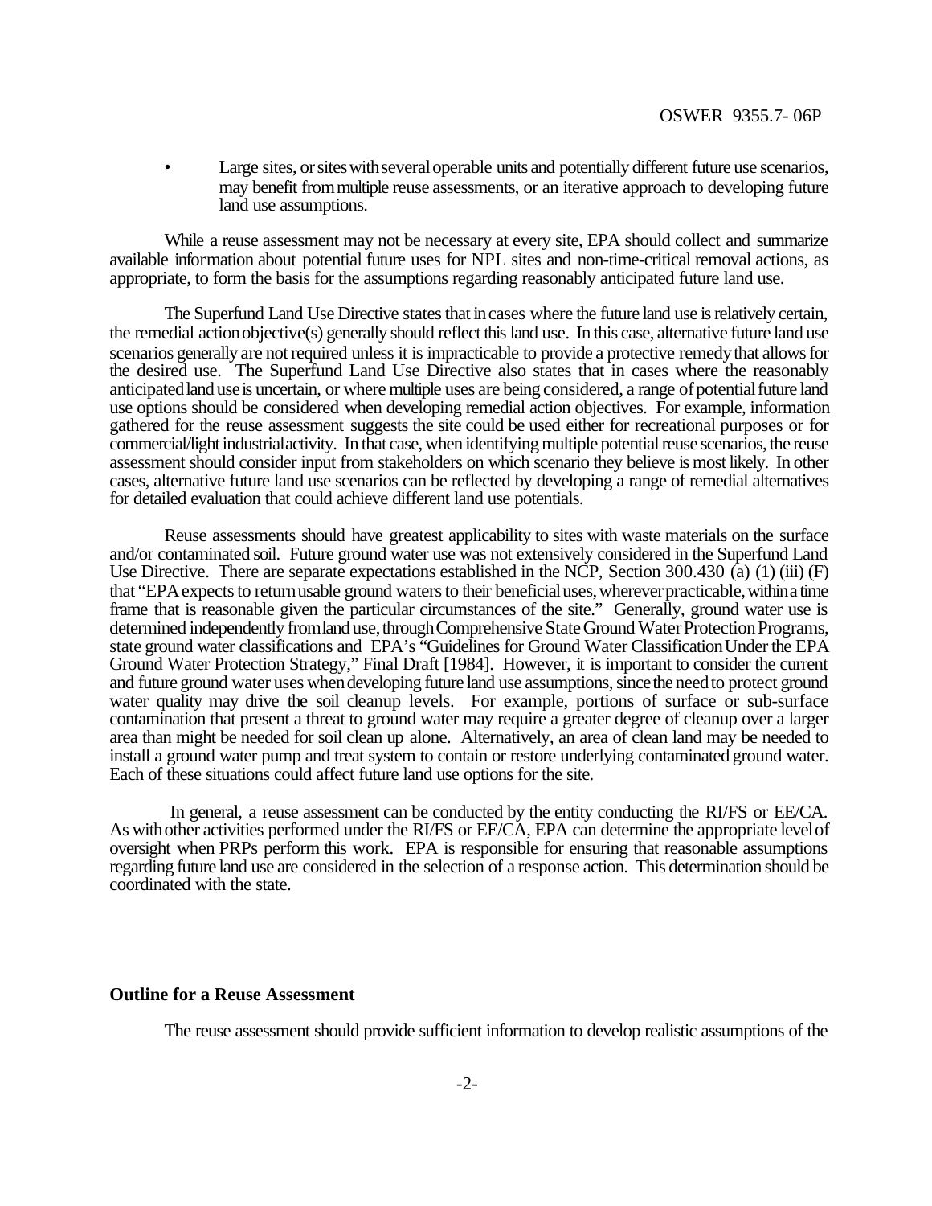- Large sites, or sites with several operable units and potentially different future use scenarios, may benefit from multiple reuse assessments, or an iterative approach to developing future land use assumptions.

While a reuse assessment may not be necessary at every site, EPA should collect and summarize available information about potential future uses for NPL sites and non-time-critical removal actions, as appropriate, to form the basis for the assumptions regarding reasonably anticipated future land use.

The Superfund Land Use Directive states that in cases where the future land use is relatively certain, the remedial action objective(s) generally should reflect this land use. In this case, alternative future land use scenarios generally are not required unless it is impracticable to provide a protective remedy that allows for the desired use. The Superfund Land Use Directive also states that in cases where the reasonably anticipated land use is uncertain, or where multiple uses are being considered, a range of potential future land use options should be considered when developing remedial action objectives. For example, information gathered for the reuse assessment suggests the site could be used either for recreational purposes or for commercial/light industrial activity. In that case, when identifying multiple potential reuse scenarios, the reuse assessment should consider input from stakeholders on which scenario they believe is most likely. In other cases, alternative future land use scenarios can be reflected by developing a range of remedial alternatives for detailed evaluation that could achieve different land use potentials.

Reuse assessments should have greatest applicability to sites with waste materials on the surface and/or contaminated soil. Future ground water use was not extensively considered in the Superfund Land Use Directive. There are separate expectations established in the NCP, Section 300.430 (a) (1) (iii) (F) that "EPA expects to return usable ground waters to their beneficial uses, wherever practicable, within a time frame that is reasonable given the particular circumstances of the site." Generally, ground water use is determined independently from land use, through Comprehensive State Ground Water Protection Programs, state ground water classifications and EPA's "Guidelines for Ground Water Classification Under the EPA Ground Water Protection Strategy," Final Draft [1984]. However, it is important to consider the current and future ground water uses when developing future land use assumptions, since the need to protect ground water quality may drive the soil cleanup levels. For example, portions of surface or sub-surface contamination that present a threat to ground water may require a greater degree of cleanup over a larger area than might be needed for soil clean up alone. Alternatively, an area of clean land may be needed to install a ground water pump and treat system to contain or restore underlying contaminated ground water. Each of these situations could affect future land use options for the site.

In general, a reuse assessment can be conducted by the entity conducting the RI/FS or EE/CA. As with other activities performed under the RI/FS or EE/CA, EPA can determine the appropriate level of oversight when PRPs perform this work. EPA is responsible for ensuring that reasonable assumptions regarding future land use are considered in the selection of a response action. This determination should be coordinated with the state.

### Outline for a Reuse Assessment

The reuse assessment should provide sufficient information to develop realistic assumptions of the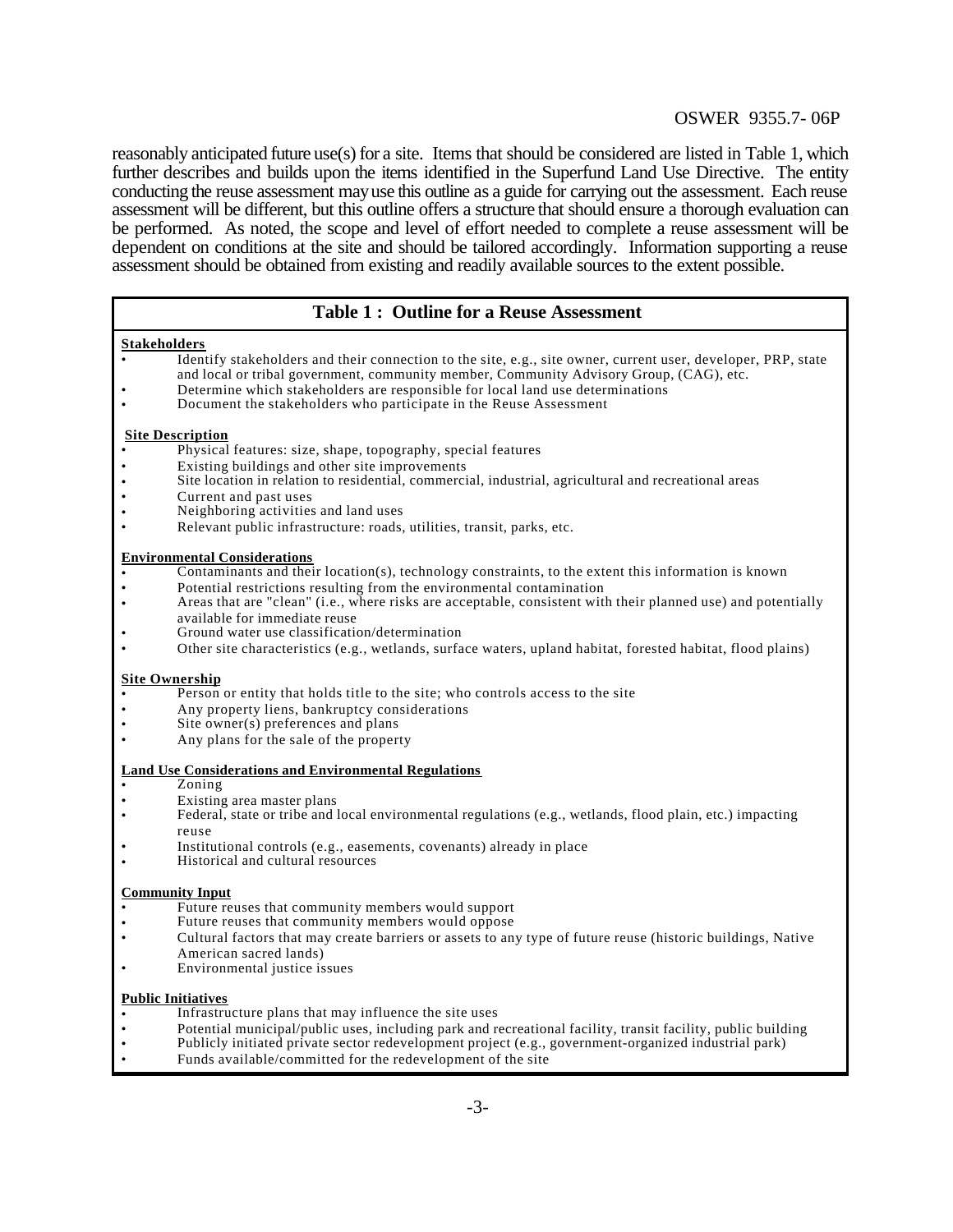reasonably anticipated future use(s) for a site. Items that should be considered are listed in Table 1, which further describes and builds upon the items identified in the Superfund Land Use Directive. The entity conducting the reuse assessment may use this outline as a guide for carrying out the assessment. Each reuse assessment will be different, but this outline offers a structure that should ensure a thorough evaluation can be performed. As noted, the scope and level of effort needed to complete a reuse assessment will be dependent on conditions at the site and should be tailored accordingly. Information supporting a reuse assessment should be obtained from existing and readily available sources to the extent possible.

## Table 1 : Outline for a Reuse Assessment

**Stakeholders**

- Identify stakeholders and their connection to the site, e.g., site owner, current user, developer, PRP, state and local or tribal government, community member, Community Advisory Group, (CAG), etc.
- Determine which stakeholders are responsible for local land use determinations
- Document the stakeholders who participate in the Reuse Assessment

**Site Description**

- Physical features: size, shape, topography, special features
- Existing buildings and other site improvements
- Site location in relation to residential, commercial, industrial, agricultural and recreational areas
- Current and past uses
- Neighboring activities and land uses
- Relevant public infrastructure: roads, utilities, transit, parks, etc.

**Environmental Considerations**

- Contaminants and their location(s), technology constraints, to the extent this information is known
- Potential restrictions resulting from the environmental contamination
- Areas that are "clean" (i.e., where risks are acceptable, consistent with their planned use) and potentially available for immediate reuse
- Ground water use classification/determination
- Other site characteristics (e.g., wetlands, surface waters, upland habitat, forested habitat, flood plains)

**Site Ownership**

- Person or entity that holds title to the site; who controls access to the site
- Any property liens, bankruptcy considerations
- Site owner(s) preferences and plans
- Any plans for the sale of the property

**Land Use Considerations and Environmental Regulations**

- Zoning
- Existing area master plans
- Federal, state or tribe and local environmental regulations (e.g., wetlands, flood plain, etc.) impacting reuse
- Institutional controls (e.g., easements, covenants) already in place
- Historical and cultural resources

**Community Input**

- Future reuses that community members would support
- Future reuses that community members would oppose
- Cultural factors that may create barriers or assets to any type of future reuse (historic buildings, Native American sacred lands)
- Environmental justice issues

**Public Initiatives**

- Infrastructure plans that may influence the site uses
- Potential municipal/public uses, including park and recreational facility, transit facility, public building
- Publicly initiated private sector redevelopment project (e.g., government-organized industrial park)
- Funds available/committed for the redevelopment of the site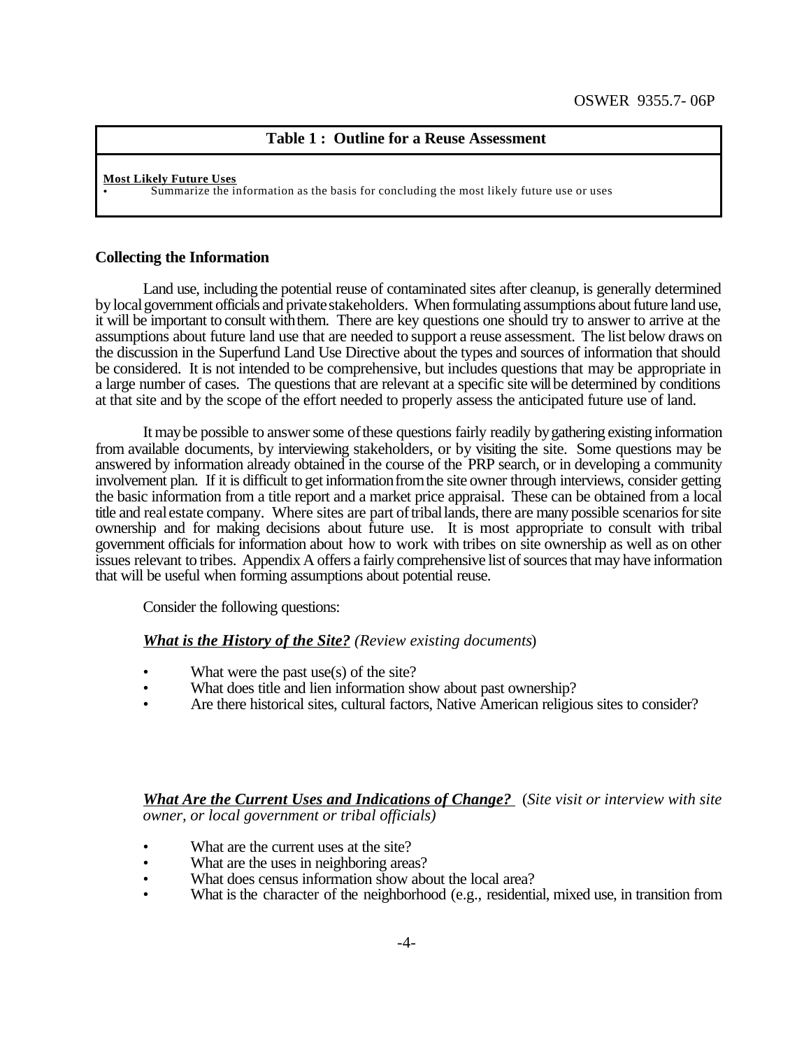| Table 1 : Outline for a Reuse Assessment |
|---|
| **Most Likely Future Uses**<br>• Summarize the information as the basis for concluding the most likely future use or uses |

**Collecting the Information**

Land use, including the potential reuse of contaminated sites after cleanup, is generally determined by local government officials and private stakeholders. When formulating assumptions about future land use, it will be important to consult with them. There are key questions one should try to answer to arrive at the assumptions about future land use that are needed to support a reuse assessment. The list below draws on the discussion in the Superfund Land Use Directive about the types and sources of information that should be considered. It is not intended to be comprehensive, but includes questions that may be appropriate in a large number of cases. The questions that are relevant at a specific site will be determined by conditions at that site and by the scope of the effort needed to properly assess the anticipated future use of land.

It may be possible to answer some of these questions fairly readily by gathering existing information from available documents, by interviewing stakeholders, or by visiting the site. Some questions may be answered by information already obtained in the course of the PRP search, or in developing a community involvement plan. If it is difficult to get information from the site owner through interviews, consider getting the basic information from a title report and a market price appraisal. These can be obtained from a local title and real estate company. Where sites are part of tribal lands, there are many possible scenarios for site ownership and for making decisions about future use. It is most appropriate to consult with tribal government officials for information about how to work with tribes on site ownership as well as on other issues relevant to tribes. Appendix A offers a fairly comprehensive list of sources that may have information that will be useful when forming assumptions about potential reuse.

Consider the following questions:

***What is the History of the Site?*** *(Review existing documents)*

- What were the past use(s) of the site?
- What does title and lien information show about past ownership?
- Are there historical sites, cultural factors, Native American religious sites to consider?

***What Are the Current Uses and Indications of Change?*** (*Site visit or interview with site owner, or local government or tribal officials)*

- What are the current uses at the site?
- What are the uses in neighboring areas?
- What does census information show about the local area?
- What is the character of the neighborhood (e.g., residential, mixed use, in transition from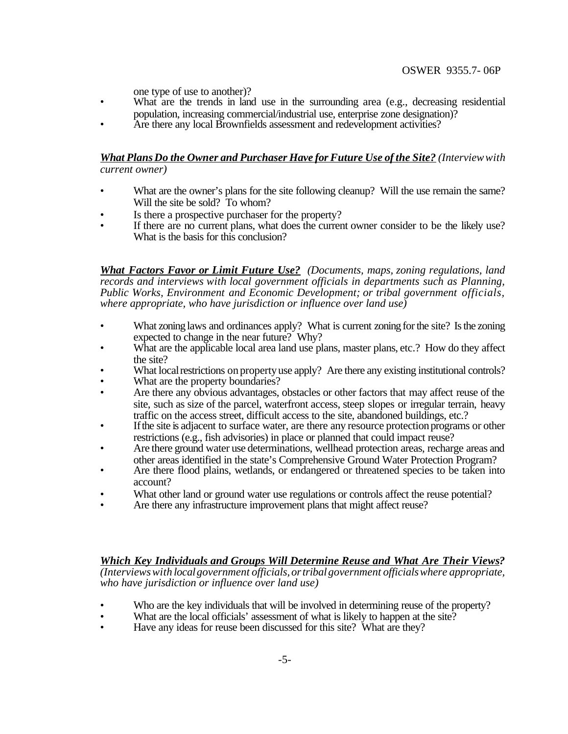one type of use to another)?

- What are the trends in land use in the surrounding area (e.g., decreasing residential population, increasing commercial/industrial use, enterprise zone designation)?
- Are there any local Brownfields assessment and redevelopment activities?

***<u>What Plans Do the Owner and Purchaser Have for Future Use of the Site?</u>*** *(Interview with current owner)*

- What are the owner's plans for the site following cleanup? Will the use remain the same? Will the site be sold? To whom?
- Is there a prospective purchaser for the property?
- If there are no current plans, what does the current owner consider to be the likely use? What is the basis for this conclusion?

***<u>What Factors Favor or Limit Future Use?</u>*** *(Documents, maps, zoning regulations, land records and interviews with local government officials in departments such as Planning, Public Works, Environment and Economic Development; or tribal government officials, where appropriate, who have jurisdiction or influence over land use)*

- What zoning laws and ordinances apply? What is current zoning for the site? Is the zoning expected to change in the near future? Why?
- What are the applicable local area land use plans, master plans, etc.? How do they affect the site?
- What local restrictions on property use apply? Are there any existing institutional controls?
- What are the property boundaries?
- Are there any obvious advantages, obstacles or other factors that may affect reuse of the site, such as size of the parcel, waterfront access, steep slopes or irregular terrain, heavy traffic on the access street, difficult access to the site, abandoned buildings, etc.?
- If the site is adjacent to surface water, are there any resource protection programs or other restrictions (e.g., fish advisories) in place or planned that could impact reuse?
- Are there ground water use determinations, wellhead protection areas, recharge areas and other areas identified in the state's Comprehensive Ground Water Protection Program?
- Are there flood plains, wetlands, or endangered or threatened species to be taken into account?
- What other land or ground water use regulations or controls affect the reuse potential?
- Are there any infrastructure improvement plans that might affect reuse?

***<u>Which Key Individuals and Groups Will Determine Reuse and What Are Their Views</u>?*** *(Interviews with local government officials, or tribal government officials where appropriate, who have jurisdiction or influence over land use)*

- Who are the key individuals that will be involved in determining reuse of the property?
- What are the local officials' assessment of what is likely to happen at the site?
- Have any ideas for reuse been discussed for this site? What are they?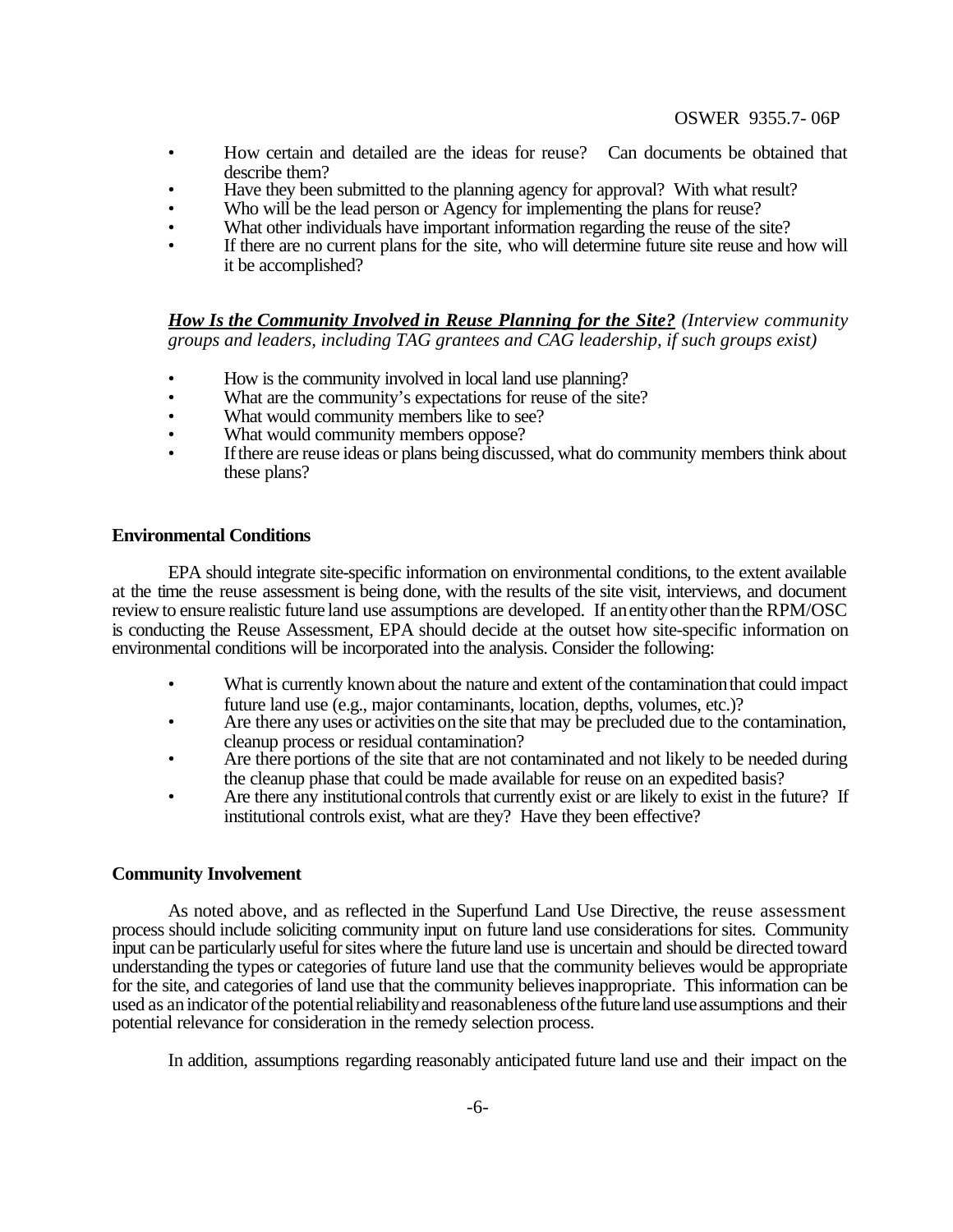- How certain and detailed are the ideas for reuse? Can documents be obtained that describe them?
- Have they been submitted to the planning agency for approval? With what result?
- Who will be the lead person or Agency for implementing the plans for reuse?
- What other individuals have important information regarding the reuse of the site?
- If there are no current plans for the site, who will determine future site reuse and how will it be accomplished?

***How Is the Community Involved in Reuse Planning for the Site?*** *(Interview community groups and leaders, including TAG grantees and CAG leadership, if such groups exist)*

- How is the community involved in local land use planning?
- What are the community's expectations for reuse of the site?
- What would community members like to see?
- What would community members oppose?
- If there are reuse ideas or plans being discussed, what do community members think about these plans?

**Environmental Conditions**

EPA should integrate site-specific information on environmental conditions, to the extent available at the time the reuse assessment is being done, with the results of the site visit, interviews, and document review to ensure realistic future land use assumptions are developed. If an entity other than the RPM/OSC is conducting the Reuse Assessment, EPA should decide at the outset how site-specific information on environmental conditions will be incorporated into the analysis. Consider the following:

- What is currently known about the nature and extent of the contamination that could impact future land use (e.g., major contaminants, location, depths, volumes, etc.)?
- Are there any uses or activities on the site that may be precluded due to the contamination, cleanup process or residual contamination?
- Are there portions of the site that are not contaminated and not likely to be needed during the cleanup phase that could be made available for reuse on an expedited basis?
- Are there any institutional controls that currently exist or are likely to exist in the future? If institutional controls exist, what are they? Have they been effective?

**Community Involvement**

As noted above, and as reflected in the Superfund Land Use Directive, the reuse assessment process should include soliciting community input on future land use considerations for sites. Community input can be particularly useful for sites where the future land use is uncertain and should be directed toward understanding the types or categories of future land use that the community believes would be appropriate for the site, and categories of land use that the community believes inappropriate. This information can be used as an indicator of the potential reliability and reasonableness of the future land use assumptions and their potential relevance for consideration in the remedy selection process.

In addition, assumptions regarding reasonably anticipated future land use and their impact on the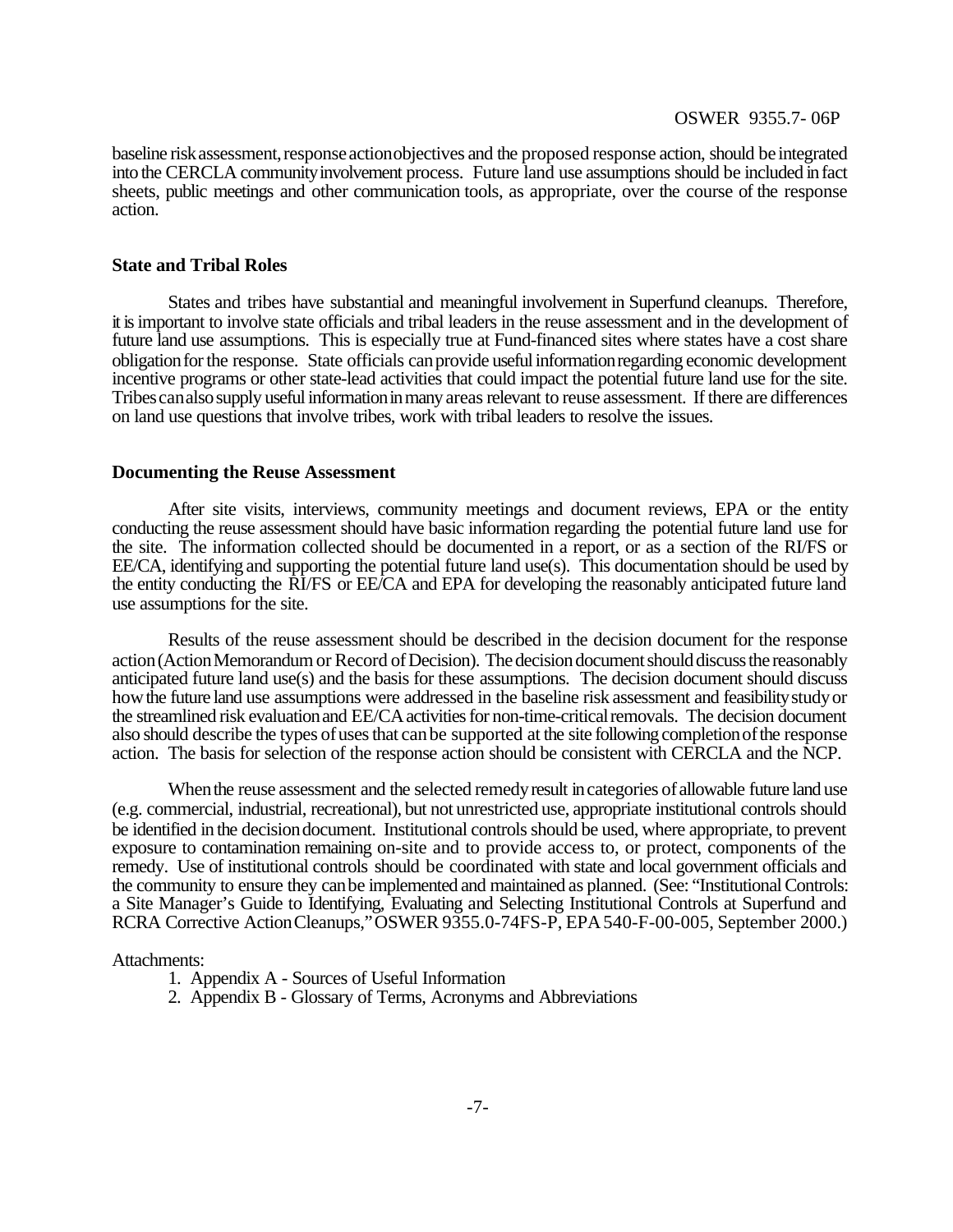baseline risk assessment, response action objectives and the proposed response action, should be integrated into the CERCLA community involvement process. Future land use assumptions should be included in fact sheets, public meetings and other communication tools, as appropriate, over the course of the response action.

### State and Tribal Roles

States and tribes have substantial and meaningful involvement in Superfund cleanups. Therefore, it is important to involve state officials and tribal leaders in the reuse assessment and in the development of future land use assumptions. This is especially true at Fund-financed sites where states have a cost share obligation for the response. State officials can provide useful information regarding economic development incentive programs or other state-lead activities that could impact the potential future land use for the site. Tribes can also supply useful information in many areas relevant to reuse assessment. If there are differences on land use questions that involve tribes, work with tribal leaders to resolve the issues.

### Documenting the Reuse Assessment

After site visits, interviews, community meetings and document reviews, EPA or the entity conducting the reuse assessment should have basic information regarding the potential future land use for the site. The information collected should be documented in a report, or as a section of the RI/FS or EE/CA, identifying and supporting the potential future land use(s). This documentation should be used by the entity conducting the RI/FS or EE/CA and EPA for developing the reasonably anticipated future land use assumptions for the site.

Results of the reuse assessment should be described in the decision document for the response action (Action Memorandum or Record of Decision). The decision document should discuss the reasonably anticipated future land use(s) and the basis for these assumptions. The decision document should discuss how the future land use assumptions were addressed in the baseline risk assessment and feasibility study or the streamlined risk evaluation and EE/CA activities for non-time-critical removals. The decision document also should describe the types of uses that can be supported at the site following completion of the response action. The basis for selection of the response action should be consistent with CERCLA and the NCP.

When the reuse assessment and the selected remedy result in categories of allowable future land use (e.g. commercial, industrial, recreational), but not unrestricted use, appropriate institutional controls should be identified in the decision document. Institutional controls should be used, where appropriate, to prevent exposure to contamination remaining on-site and to provide access to, or protect, components of the remedy. Use of institutional controls should be coordinated with state and local government officials and the community to ensure they can be implemented and maintained as planned. (See: "Institutional Controls: a Site Manager's Guide to Identifying, Evaluating and Selecting Institutional Controls at Superfund and RCRA Corrective Action Cleanups," OSWER 9355.0-74FS-P, EPA 540-F-00-005, September 2000.)

Attachments:

1. Appendix A - Sources of Useful Information
2. Appendix B - Glossary of Terms, Acronyms and Abbreviations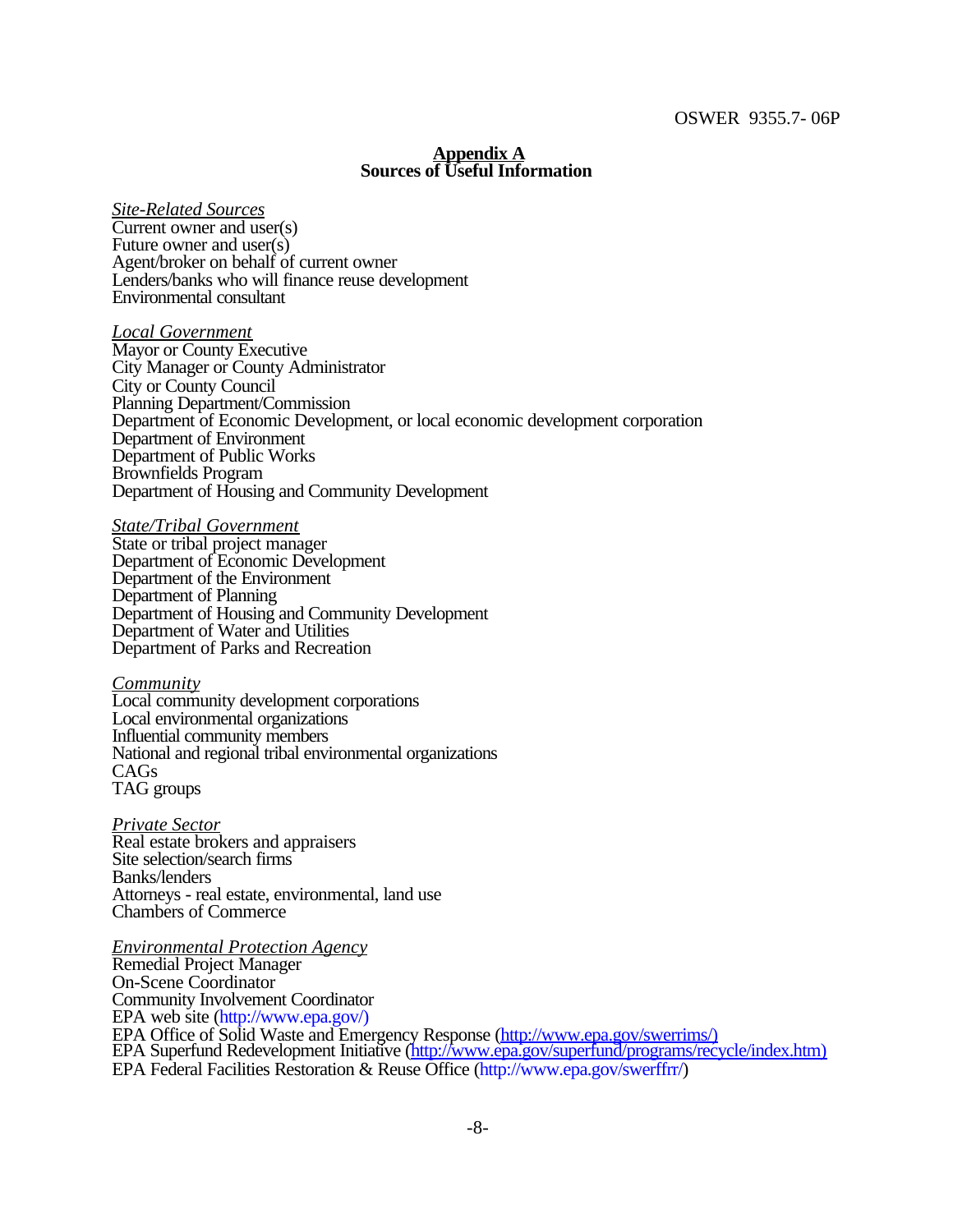# Appendix A
## Sources of Useful Information

*Site-Related Sources*
Current owner and user(s)
Future owner and user(s)
Agent/broker on behalf of current owner
Lenders/banks who will finance reuse development
Environmental consultant

*Local Government*
Mayor or County Executive
City Manager or County Administrator
City or County Council
Planning Department/Commission
Department of Economic Development, or local economic development corporation
Department of Environment
Department of Public Works
Brownfields Program
Department of Housing and Community Development

*State/Tribal Government*
State or tribal project manager
Department of Economic Development
Department of the Environment
Department of Planning
Department of Housing and Community Development
Department of Water and Utilities
Department of Parks and Recreation

*Community*
Local community development corporations
Local environmental organizations
Influential community members
National and regional tribal environmental organizations
CAGs
TAG groups

*Private Sector*
Real estate brokers and appraisers
Site selection/search firms
Banks/lenders
Attorneys - real estate, environmental, land use
Chambers of Commerce

*Environmental Protection Agency*
Remedial Project Manager
On-Scene Coordinator
Community Involvement Coordinator
EPA web site (http://www.epa.gov/)
EPA Office of Solid Waste and Emergency Response (http://www.epa.gov/swerrims/)
EPA Superfund Redevelopment Initiative (http://www.epa.gov/superfund/programs/recycle/index.htm)
EPA Federal Facilities Restoration & Reuse Office (http://www.epa.gov/swerffrr/)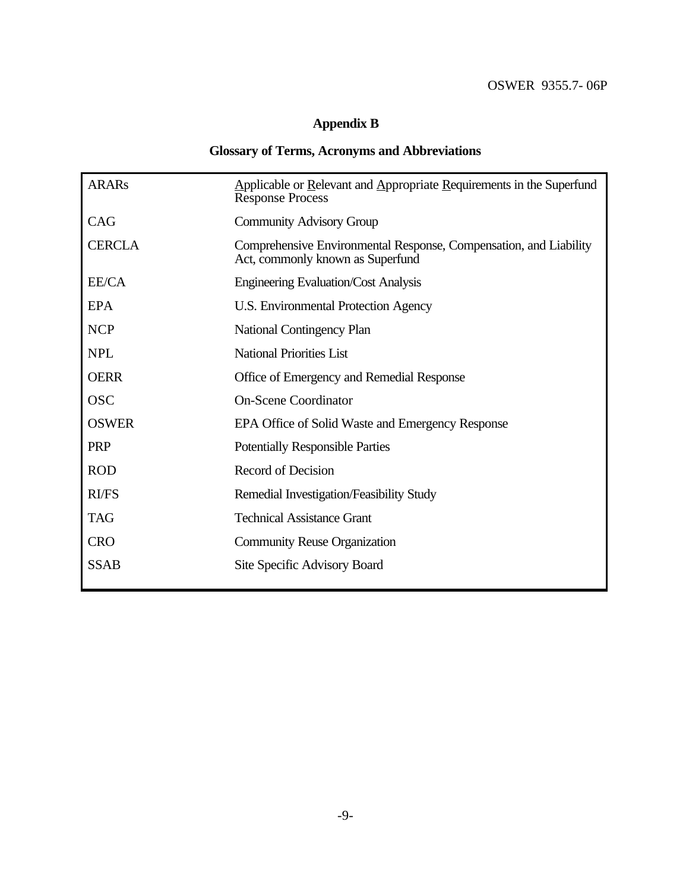# Appendix B

## Glossary of Terms, Acronyms and Abbreviations

| | |
|---|---|
| ARARs | Applicable or Relevant and Appropriate Requirements in the Superfund Response Process |
| CAG | Community Advisory Group |
| CERCLA | Comprehensive Environmental Response, Compensation, and Liability Act, commonly known as Superfund |
| EE/CA | Engineering Evaluation/Cost Analysis |
| EPA | U.S. Environmental Protection Agency |
| NCP | National Contingency Plan |
| NPL | National Priorities List |
| OERR | Office of Emergency and Remedial Response |
| OSC | On-Scene Coordinator |
| OSWER | EPA Office of Solid Waste and Emergency Response |
| PRP | Potentially Responsible Parties |
| ROD | Record of Decision |
| RI/FS | Remedial Investigation/Feasibility Study |
| TAG | Technical Assistance Grant |
| CRO | Community Reuse Organization |
| SSAB | Site Specific Advisory Board |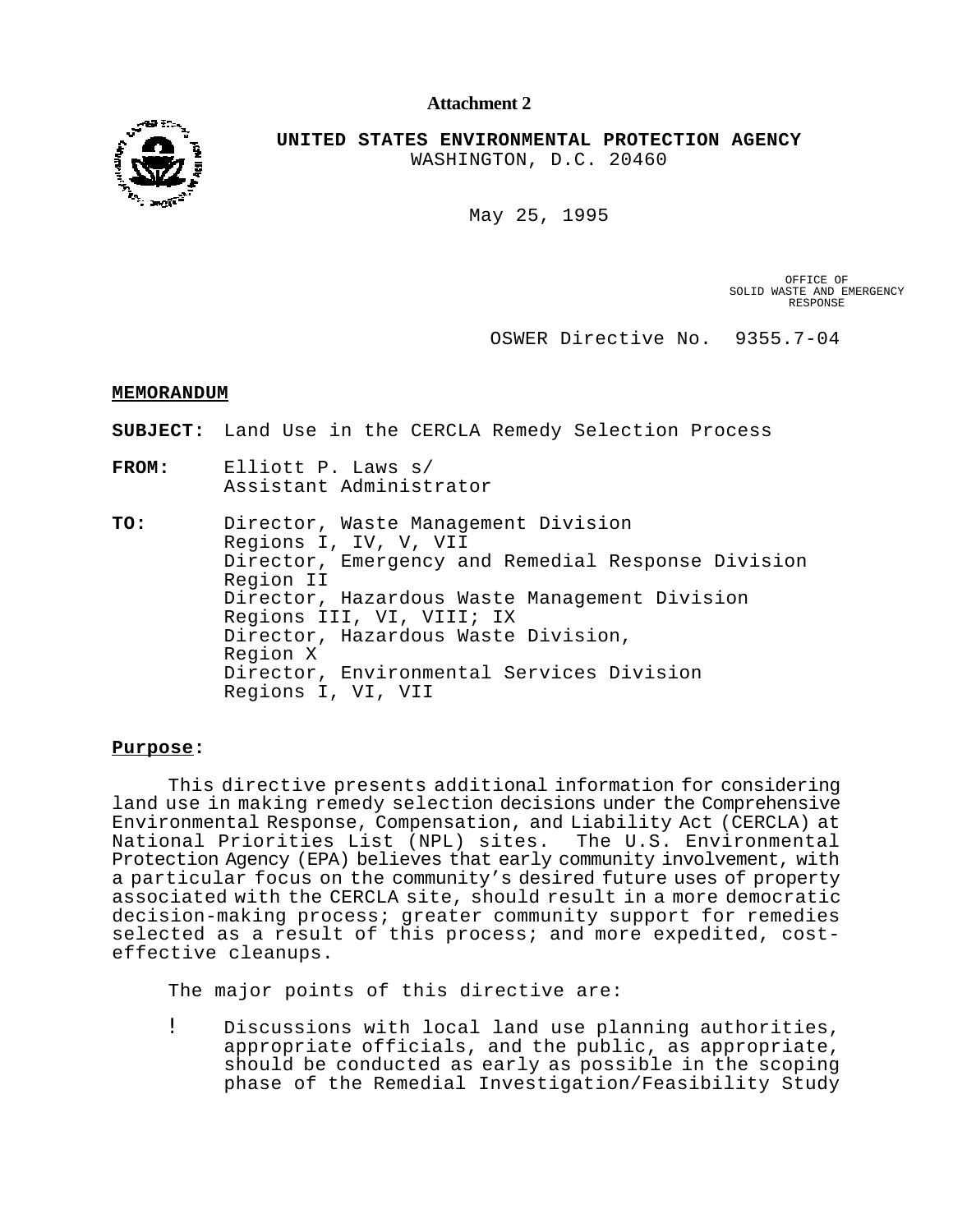**Attachment 2**

**UNITED STATES ENVIRONMENTAL PROTECTION AGENCY**
WASHINGTON, D.C. 20460

May 25, 1995

OFFICE OF
SOLID WASTE AND EMERGENCY
RESPONSE

OSWER Directive No. 9355.7-04

**MEMORANDUM**

**SUBJECT:** Land Use in the CERCLA Remedy Selection Process

**FROM:** Elliott P. Laws s/
Assistant Administrator

**TO:** Director, Waste Management Division
Regions I, IV, V, VII
Director, Emergency and Remedial Response Division
Region II
Director, Hazardous Waste Management Division
Regions III, VI, VIII; IX
Director, Hazardous Waste Division,
Region X
Director, Environmental Services Division
Regions I, VI, VII

**Purpose:**

This directive presents additional information for considering land use in making remedy selection decisions under the Comprehensive Environmental Response, Compensation, and Liability Act (CERCLA) at National Priorities List (NPL) sites. The U.S. Environmental Protection Agency (EPA) believes that early community involvement, with a particular focus on the community's desired future uses of property associated with the CERCLA site, should result in a more democratic decision-making process; greater community support for remedies selected as a result of this process; and more expedited, cost-effective cleanups.

The major points of this directive are:

- Discussions with local land use planning authorities, appropriate officials, and the public, as appropriate, should be conducted as early as possible in the scoping phase of the Remedial Investigation/Feasibility Study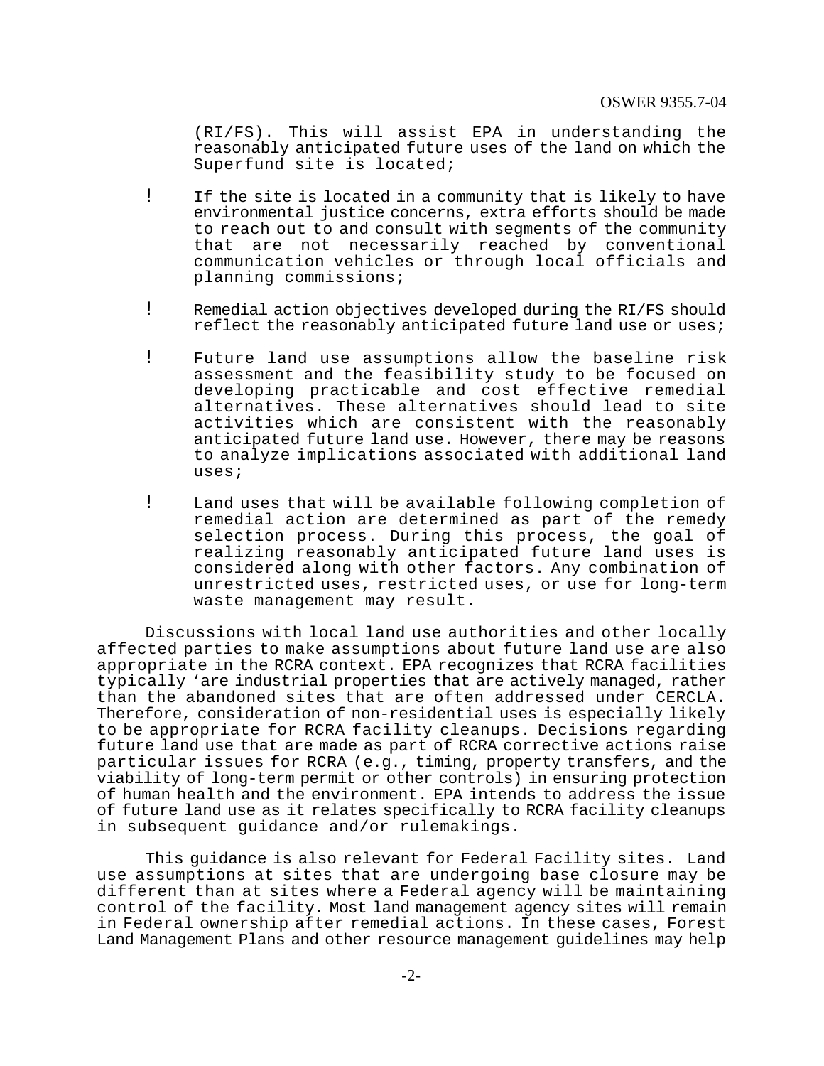(RI/FS). This will assist EPA in understanding the reasonably anticipated future uses of the land on which the Superfund site is located;

- If the site is located in a community that is likely to have environmental justice concerns, extra efforts should be made to reach out to and consult with segments of the community that are not necessarily reached by conventional communication vehicles or through local officials and planning commissions;

- Remedial action objectives developed during the RI/FS should reflect the reasonably anticipated future land use or uses;

- Future land use assumptions allow the baseline risk assessment and the feasibility study to be focused on developing practicable and cost effective remedial alternatives. These alternatives should lead to site activities which are consistent with the reasonably anticipated future land use. However, there may be reasons to analyze implications associated with additional land uses;

- Land uses that will be available following completion of remedial action are determined as part of the remedy selection process. During this process, the goal of realizing reasonably anticipated future land uses is considered along with other factors. Any combination of unrestricted uses, restricted uses, or use for long-term waste management may result.

Discussions with local land use authorities and other locally affected parties to make assumptions about future land use are also appropriate in the RCRA context. EPA recognizes that RCRA facilities typically 'are industrial properties that are actively managed, rather than the abandoned sites that are often addressed under CERCLA. Therefore, consideration of non-residential uses is especially likely to be appropriate for RCRA facility cleanups. Decisions regarding future land use that are made as part of RCRA corrective actions raise particular issues for RCRA (e.g., timing, property transfers, and the viability of long-term permit or other controls) in ensuring protection of human health and the environment. EPA intends to address the issue of future land use as it relates specifically to RCRA facility cleanups in subsequent guidance and/or rulemakings.

This guidance is also relevant for Federal Facility sites. Land use assumptions at sites that are undergoing base closure may be different than at sites where a Federal agency will be maintaining control of the facility. Most land management agency sites will remain in Federal ownership after remedial actions. In these cases, Forest Land Management Plans and other resource management guidelines may help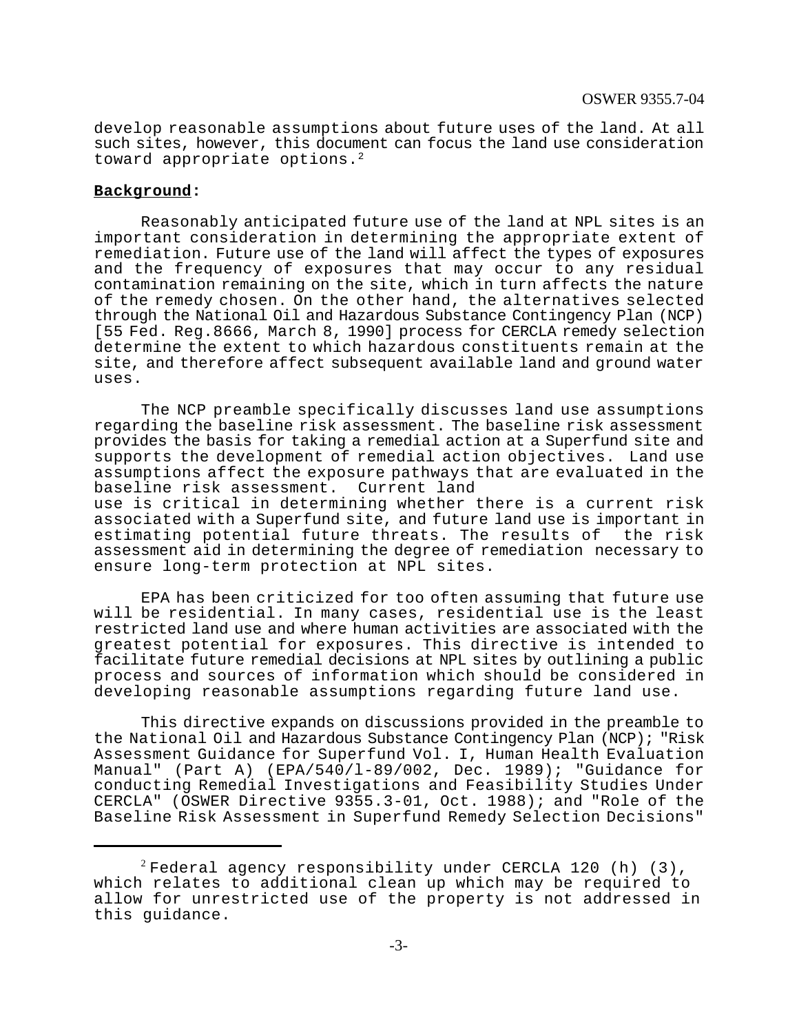develop reasonable assumptions about future uses of the land. At all such sites, however, this document can focus the land use consideration toward appropriate options.[2]

**Background:**

Reasonably anticipated future use of the land at NPL sites is an important consideration in determining the appropriate extent of remediation. Future use of the land will affect the types of exposures and the frequency of exposures that may occur to any residual contamination remaining on the site, which in turn affects the nature of the remedy chosen. On the other hand, the alternatives selected through the National Oil and Hazardous Substance Contingency Plan (NCP) [55 Fed. Reg.8666, March 8, 1990] process for CERCLA remedy selection determine the extent to which hazardous constituents remain at the site, and therefore affect subsequent available land and ground water uses.

The NCP preamble specifically discusses land use assumptions regarding the baseline risk assessment. The baseline risk assessment provides the basis for taking a remedial action at a Superfund site and supports the development of remedial action objectives. Land use assumptions affect the exposure pathways that are evaluated in the baseline risk assessment. Current land use is critical in determining whether there is a current risk associated with a Superfund site, and future land use is important in estimating potential future threats. The results of the risk assessment aid in determining the degree of remediation necessary to ensure long-term protection at NPL sites.

EPA has been criticized for too often assuming that future use will be residential. In many cases, residential use is the least restricted land use and where human activities are associated with the greatest potential for exposures. This directive is intended to facilitate future remedial decisions at NPL sites by outlining a public process and sources of information which should be considered in developing reasonable assumptions regarding future land use.

This directive expands on discussions provided in the preamble to the National Oil and Hazardous Substance Contingency Plan (NCP); "Risk Assessment Guidance for Superfund Vol. I, Human Health Evaluation Manual" (Part A) (EPA/540/l-89/002, Dec. 1989); "Guidance for conducting Remedial Investigations and Feasibility Studies Under CERCLA" (OSWER Directive 9355.3-01, Oct. 1988); and "Role of the Baseline Risk Assessment in Superfund Remedy Selection Decisions"

---

[2] Federal agency responsibility under CERCLA 120 (h) (3), which relates to additional clean up which may be required to allow for unrestricted use of the property is not addressed in this guidance.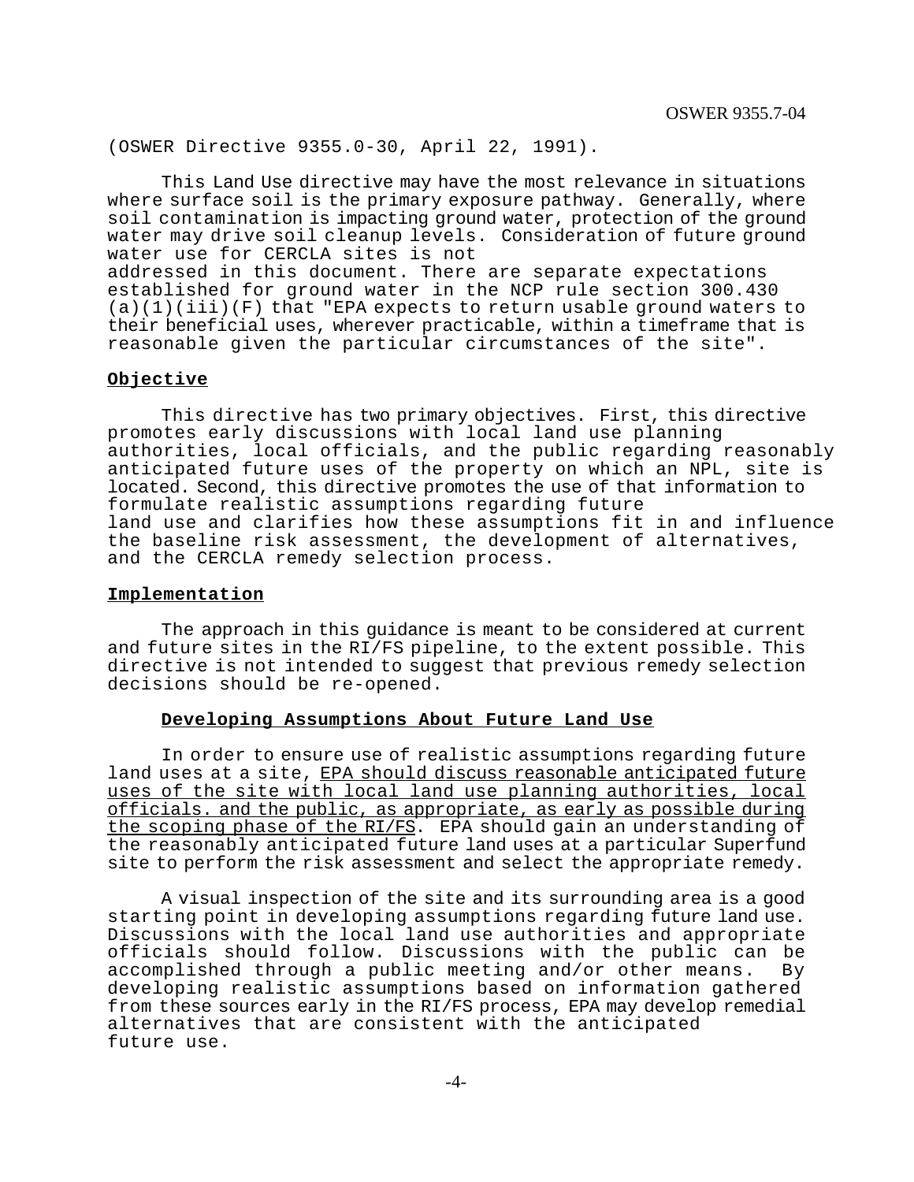(OSWER Directive 9355.0-30, April 22, 1991).

This Land Use directive may have the most relevance in situations where surface soil is the primary exposure pathway. Generally, where soil contamination is impacting ground water, protection of the ground water may drive soil cleanup levels. Consideration of future ground water use for CERCLA sites is not addressed in this document. There are separate expectations established for ground water in the NCP rule section 300.430 (a)(1)(iii)(F) that "EPA expects to return usable ground waters to their beneficial uses, wherever practicable, within a timeframe that is reasonable given the particular circumstances of the site".

**Objective**

This directive has two primary objectives. First, this directive promotes early discussions with local land use planning authorities, local officials, and the public regarding reasonably anticipated future uses of the property on which an NPL, site is located. Second, this directive promotes the use of that information to formulate realistic assumptions regarding future land use and clarifies how these assumptions fit in and influence the baseline risk assessment, the development of alternatives, and the CERCLA remedy selection process.

**Implementation**

The approach in this guidance is meant to be considered at current and future sites in the RI/FS pipeline, to the extent possible. This directive is not intended to suggest that previous remedy selection decisions should be re-opened.

**Developing Assumptions About Future Land Use**

In order to ensure use of realistic assumptions regarding future land uses at a site, EPA should discuss reasonable anticipated future uses of the site with local land use planning authorities, local officials. and the public, as appropriate, as early as possible during the scoping phase of the RI/FS. EPA should gain an understanding of the reasonably anticipated future land uses at a particular Superfund site to perform the risk assessment and select the appropriate remedy.

A visual inspection of the site and its surrounding area is a good starting point in developing assumptions regarding future land use. Discussions with the local land use authorities and appropriate officials should follow. Discussions with the public can be accomplished through a public meeting and/or other means. By developing realistic assumptions based on information gathered from these sources early in the RI/FS process, EPA may develop remedial alternatives that are consistent with the anticipated future use.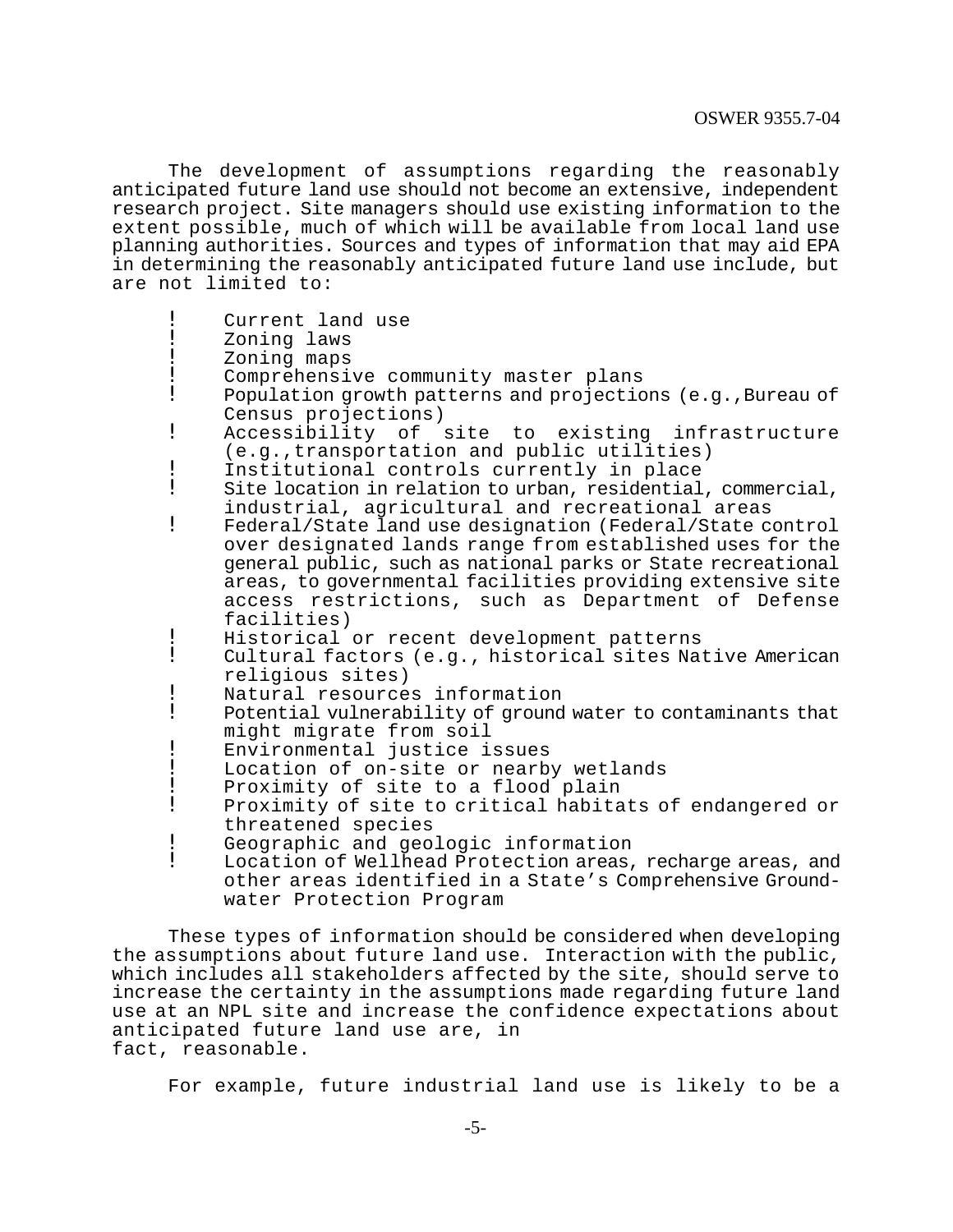The development of assumptions regarding the reasonably anticipated future land use should not become an extensive, independent research project. Site managers should use existing information to the extent possible, much of which will be available from local land use planning authorities. Sources and types of information that may aid EPA in determining the reasonably anticipated future land use include, but are not limited to:

- Current land use
- Zoning laws
- Zoning maps
- Comprehensive community master plans
- Population growth patterns and projections (e.g.,Bureau of Census projections)
- Accessibility of site to existing infrastructure (e.g.,transportation and public utilities)
- Institutional controls currently in place
- Site location in relation to urban, residential, commercial, industrial, agricultural and recreational areas
- Federal/State land use designation (Federal/State control over designated lands range from established uses for the general public, such as national parks or State recreational areas, to governmental facilities providing extensive site access restrictions, such as Department of Defense facilities)
- Historical or recent development patterns
- Cultural factors (e.g., historical sites Native American religious sites)
- Natural resources information
- Potential vulnerability of ground water to contaminants that might migrate from soil
- Environmental justice issues
- Location of on-site or nearby wetlands
- Proximity of site to a flood plain
- Proximity of site to critical habitats of endangered or threatened species
- Geographic and geologic information
- Location of Wellhead Protection areas, recharge areas, and other areas identified in a State's Comprehensive Ground-water Protection Program

These types of information should be considered when developing the assumptions about future land use. Interaction with the public, which includes all stakeholders affected by the site, should serve to increase the certainty in the assumptions made regarding future land use at an NPL site and increase the confidence expectations about anticipated future land use are, in fact, reasonable.

For example, future industrial land use is likely to be a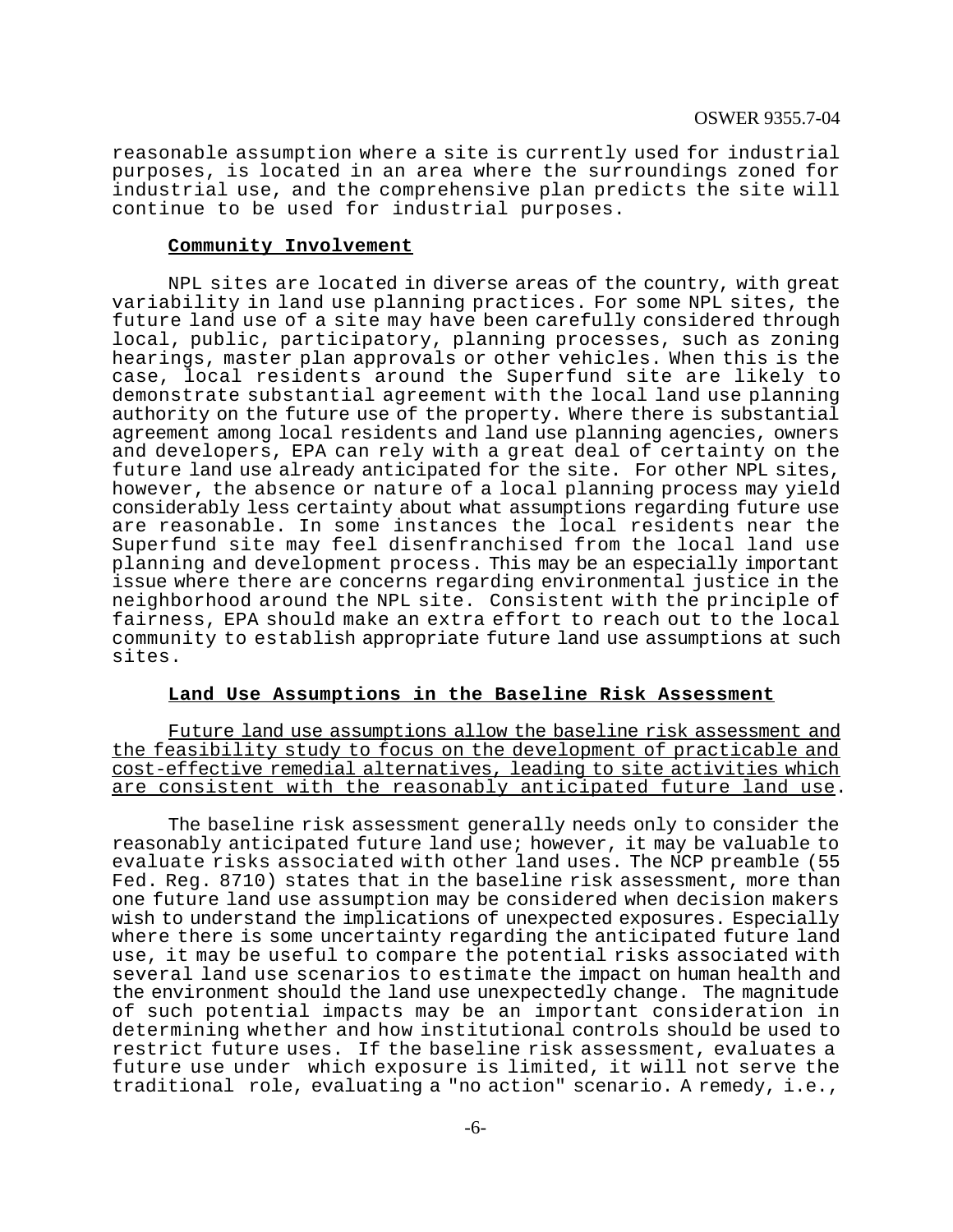reasonable assumption where a site is currently used for industrial purposes, is located in an area where the surroundings zoned for industrial use, and the comprehensive plan predicts the site will continue to be used for industrial purposes.

**Community Involvement**

NPL sites are located in diverse areas of the country, with great variability in land use planning practices. For some NPL sites, the future land use of a site may have been carefully considered through local, public, participatory, planning processes, such as zoning hearings, master plan approvals or other vehicles. When this is the case, local residents around the Superfund site are likely to demonstrate substantial agreement with the local land use planning authority on the future use of the property. Where there is substantial agreement among local residents and land use planning agencies, owners and developers, EPA can rely with a great deal of certainty on the future land use already anticipated for the site. For other NPL sites, however, the absence or nature of a local planning process may yield considerably less certainty about what assumptions regarding future use are reasonable. In some instances the local residents near the Superfund site may feel disenfranchised from the local land use planning and development process. This may be an especially important issue where there are concerns regarding environmental justice in the neighborhood around the NPL site. Consistent with the principle of fairness, EPA should make an extra effort to reach out to the local community to establish appropriate future land use assumptions at such sites.

**Land Use Assumptions in the Baseline Risk Assessment**

Future land use assumptions allow the baseline risk assessment and the feasibility study to focus on the development of practicable and cost-effective remedial alternatives, leading to site activities which are consistent with the reasonably anticipated future land use.

The baseline risk assessment generally needs only to consider the reasonably anticipated future land use; however, it may be valuable to evaluate risks associated with other land uses. The NCP preamble (55 Fed. Reg. 8710) states that in the baseline risk assessment, more than one future land use assumption may be considered when decision makers wish to understand the implications of unexpected exposures. Especially where there is some uncertainty regarding the anticipated future land use, it may be useful to compare the potential risks associated with several land use scenarios to estimate the impact on human health and the environment should the land use unexpectedly change. The magnitude of such potential impacts may be an important consideration in determining whether and how institutional controls should be used to restrict future uses. If the baseline risk assessment, evaluates a future use under which exposure is limited, it will not serve the traditional role, evaluating a "no action" scenario. A remedy, i.e.,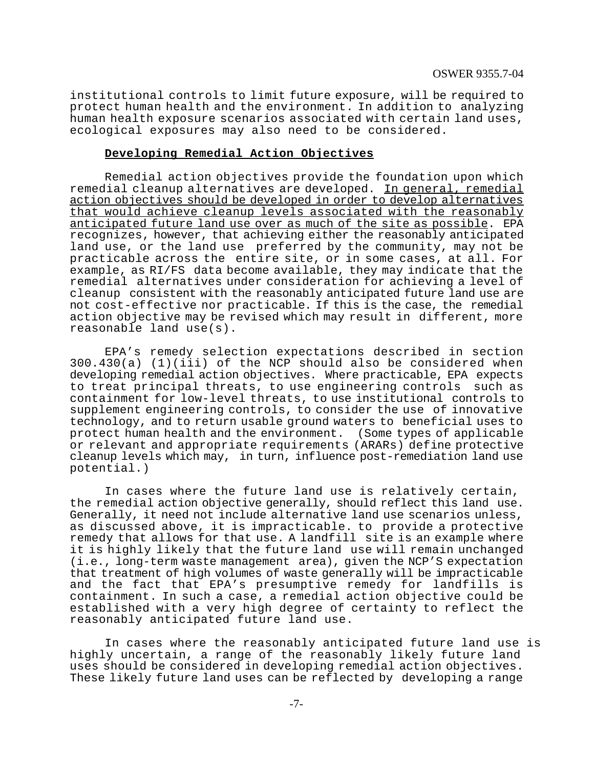institutional controls to limit future exposure, will be required to protect human health and the environment. In addition to analyzing human health exposure scenarios associated with certain land uses, ecological exposures may also need to be considered.

**Developing Remedial Action Objectives**

Remedial action objectives provide the foundation upon which remedial cleanup alternatives are developed. In general, remedial action objectives should be developed in order to develop alternatives that would achieve cleanup levels associated with the reasonably anticipated future land use over as much of the site as possible. EPA recognizes, however, that achieving either the reasonably anticipated land use, or the land use preferred by the community, may not be practicable across the entire site, or in some cases, at all. For example, as RI/FS data become available, they may indicate that the remedial alternatives under consideration for achieving a level of cleanup consistent with the reasonably anticipated future land use are not cost-effective nor practicable. If this is the case, the remedial action objective may be revised which may result in different, more reasonable land use(s).

EPA's remedy selection expectations described in section 300.430(a) (1)(iii) of the NCP should also be considered when developing remedial action objectives. Where practicable, EPA expects to treat principal threats, to use engineering controls such as containment for low-level threats, to use institutional controls to supplement engineering controls, to consider the use of innovative technology, and to return usable ground waters to beneficial uses to protect human health and the environment. (Some types of applicable or relevant and appropriate requirements (ARARs) define protective cleanup levels which may, in turn, influence post-remediation land use potential.)

In cases where the future land use is relatively certain, the remedial action objective generally, should reflect this land use. Generally, it need not include alternative land use scenarios unless, as discussed above, it is impracticable. to provide a protective remedy that allows for that use. A landfill site is an example where it is highly likely that the future land use will remain unchanged (i.e., long-term waste management area), given the NCP'S expectation that treatment of high volumes of waste generally will be impracticable and the fact that EPA's presumptive remedy for landfills is containment. In such a case, a remedial action objective could be established with a very high degree of certainty to reflect the reasonably anticipated future land use.

In cases where the reasonably anticipated future land use is highly uncertain, a range of the reasonably likely future land uses should be considered in developing remedial action objectives. These likely future land uses can be reflected by developing a range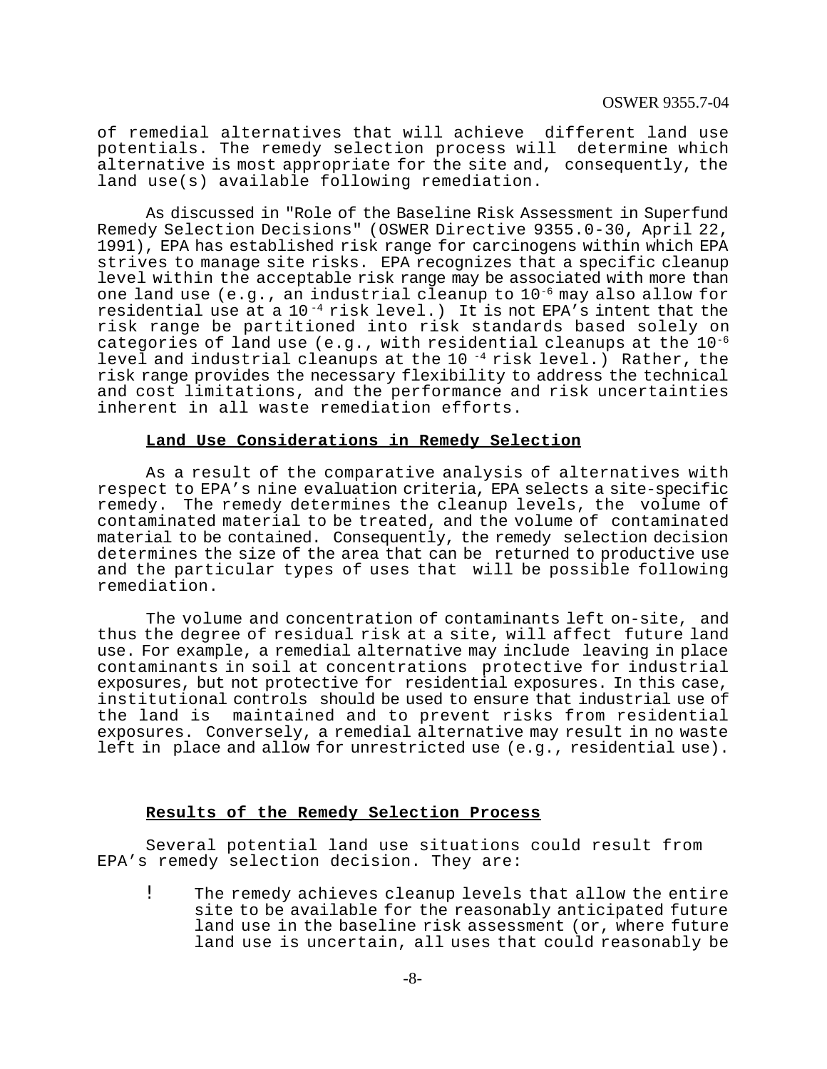of remedial alternatives that will achieve different land use potentials. The remedy selection process will determine which alternative is most appropriate for the site and, consequently, the land use(s) available following remediation.

As discussed in "Role of the Baseline Risk Assessment in Superfund Remedy Selection Decisions" (OSWER Directive 9355.0-30, April 22, 1991), EPA has established risk range for carcinogens within which EPA strives to manage site risks. EPA recognizes that a specific cleanup level within the acceptable risk range may be associated with more than one land use (e.g., an industrial cleanup to $10^{-6}$ may also allow for residential use at a $10^{-4}$ risk level.) It is not EPA's intent that the risk range be partitioned into risk standards based solely on categories of land use (e.g., with residential cleanups at the $10^{-6}$ level and industrial cleanups at the $10^{-4}$ risk level.) Rather, the risk range provides the necessary flexibility to address the technical and cost limitations, and the performance and risk uncertainties inherent in all waste remediation efforts.

**Land Use Considerations in Remedy Selection**

As a result of the comparative analysis of alternatives with respect to EPA's nine evaluation criteria, EPA selects a site-specific remedy. The remedy determines the cleanup levels, the volume of contaminated material to be treated, and the volume of contaminated material to be contained. Consequently, the remedy selection decision determines the size of the area that can be returned to productive use and the particular types of uses that will be possible following remediation.

The volume and concentration of contaminants left on-site, and thus the degree of residual risk at a site, will affect future land use. For example, a remedial alternative may include leaving in place contaminants in soil at concentrations protective for industrial exposures, but not protective for residential exposures. In this case, institutional controls should be used to ensure that industrial use of the land is maintained and to prevent risks from residential exposures. Conversely, a remedial alternative may result in no waste left in place and allow for unrestricted use (e.g., residential use).

**Results of the Remedy Selection Process**

Several potential land use situations could result from EPA's remedy selection decision. They are:

- The remedy achieves cleanup levels that allow the entire site to be available for the reasonably anticipated future land use in the baseline risk assessment (or, where future land use is uncertain, all uses that could reasonably be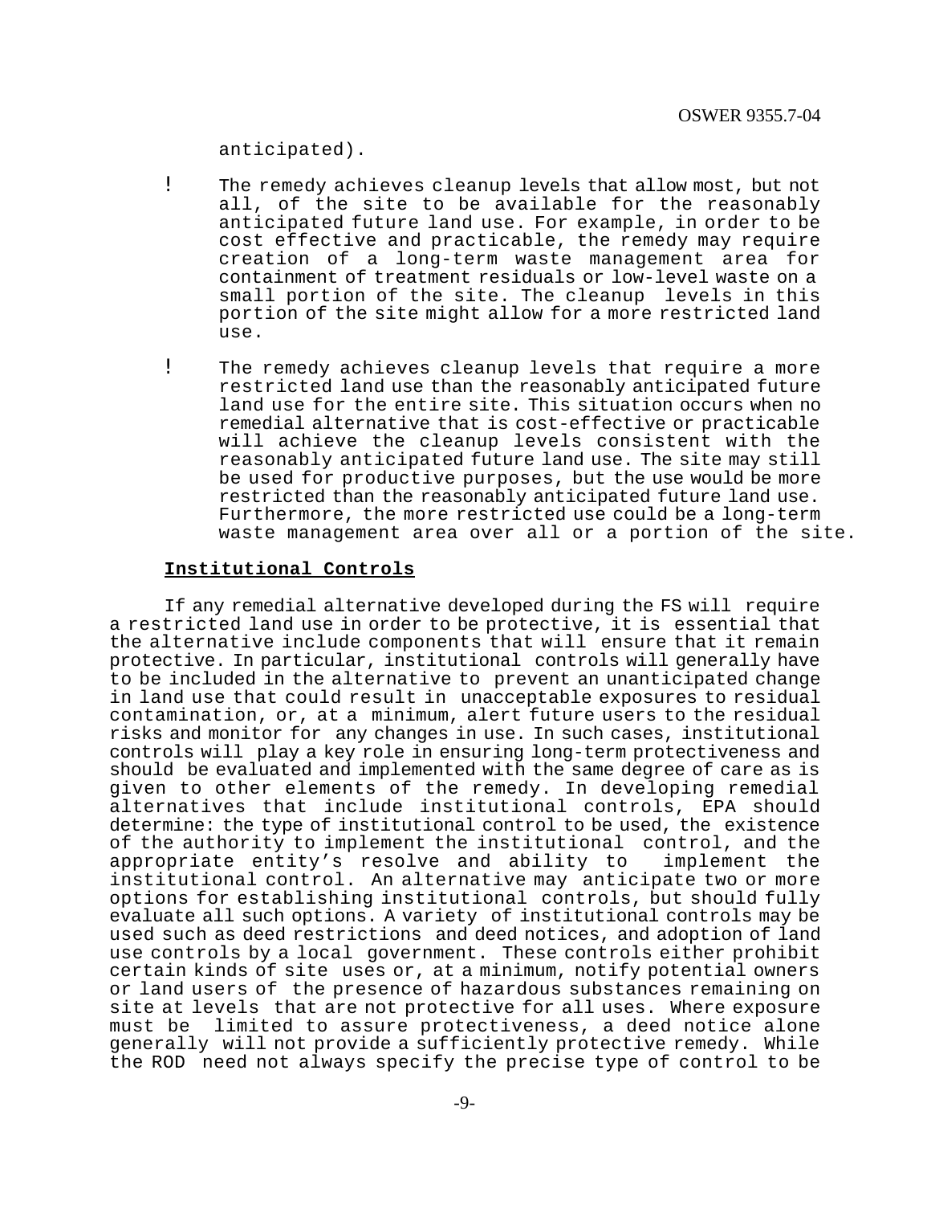anticipated).

- The remedy achieves cleanup levels that allow most, but not all, of the site to be available for the reasonably anticipated future land use. For example, in order to be cost effective and practicable, the remedy may require creation of a long-term waste management area for containment of treatment residuals or low-level waste on a small portion of the site. The cleanup levels in this portion of the site might allow for a more restricted land use.

- The remedy achieves cleanup levels that require a more restricted land use than the reasonably anticipated future land use for the entire site. This situation occurs when no remedial alternative that is cost-effective or practicable will achieve the cleanup levels consistent with the reasonably anticipated future land use. The site may still be used for productive purposes, but the use would be more restricted than the reasonably anticipated future land use. Furthermore, the more restricted use could be a long-term waste management area over all or a portion of the site.

**Institutional Controls**

If any remedial alternative developed during the FS will require a restricted land use in order to be protective, it is essential that the alternative include components that will ensure that it remain protective. In particular, institutional controls will generally have to be included in the alternative to prevent an unanticipated change in land use that could result in unacceptable exposures to residual contamination, or, at a minimum, alert future users to the residual risks and monitor for any changes in use. In such cases, institutional controls will play a key role in ensuring long-term protectiveness and should be evaluated and implemented with the same degree of care as is given to other elements of the remedy. In developing remedial alternatives that include institutional controls, EPA should determine: the type of institutional control to be used, the existence of the authority to implement the institutional control, and the appropriate entity's resolve and ability to implement the institutional control. An alternative may anticipate two or more options for establishing institutional controls, but should fully evaluate all such options. A variety of institutional controls may be used such as deed restrictions and deed notices, and adoption of land use controls by a local government. These controls either prohibit certain kinds of site uses or, at a minimum, notify potential owners or land users of the presence of hazardous substances remaining on site at levels that are not protective for all uses. Where exposure must be limited to assure protectiveness, a deed notice alone generally will not provide a sufficiently protective remedy. While the ROD need not always specify the precise type of control to be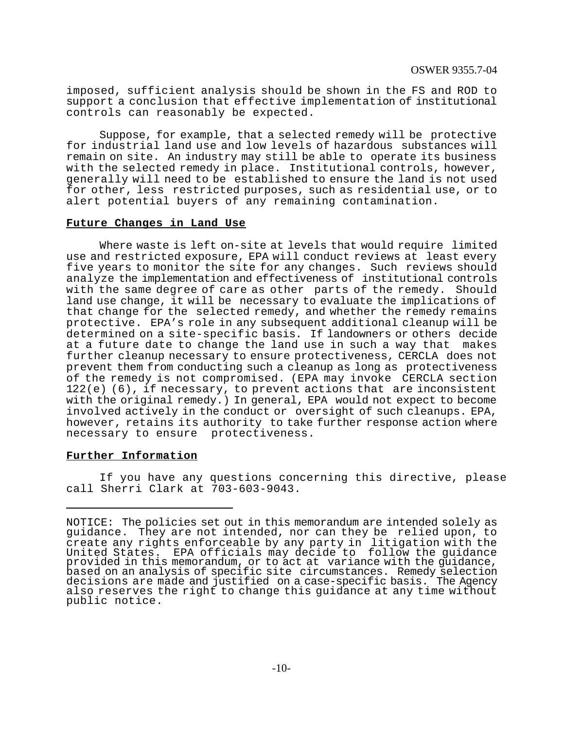imposed, sufficient analysis should be shown in the FS and ROD to support a conclusion that effective implementation of institutional controls can reasonably be expected.

Suppose, for example, that a selected remedy will be protective for industrial land use and low levels of hazardous substances will remain on site. An industry may still be able to operate its business with the selected remedy in place. Institutional controls, however, generally will need to be established to ensure the land is not used for other, less restricted purposes, such as residential use, or to alert potential buyers of any remaining contamination.

**Future Changes in Land Use**

Where waste is left on-site at levels that would require limited use and restricted exposure, EPA will conduct reviews at least every five years to monitor the site for any changes. Such reviews should analyze the implementation and effectiveness of institutional controls with the same degree of care as other parts of the remedy. Should land use change, it will be necessary to evaluate the implications of that change for the selected remedy, and whether the remedy remains protective. EPA's role in any subsequent additional cleanup will be determined on a site-specific basis. If landowners or others decide at a future date to change the land use in such a way that makes further cleanup necessary to ensure protectiveness, CERCLA does not prevent them from conducting such a cleanup as long as protectiveness of the remedy is not compromised. (EPA may invoke CERCLA section 122(e) (6), if necessary, to prevent actions that are inconsistent with the original remedy.) In general, EPA would not expect to become involved actively in the conduct or oversight of such cleanups. EPA, however, retains its authority to take further response action where necessary to ensure protectiveness.

**Further Information**

If you have any questions concerning this directive, please call Sherri Clark at 703-603-9043.

---

NOTICE: The policies set out in this memorandum are intended solely as guidance. They are not intended, nor can they be relied upon, to create any rights enforceable by any party in litigation with the United States. EPA officials may decide to follow the guidance provided in this memorandum, or to act at variance with the guidance, based on an analysis of specific site circumstances. Remedy selection decisions are made and justified on a case-specific basis. The Agency also reserves the right to change this guidance at any time without public notice.